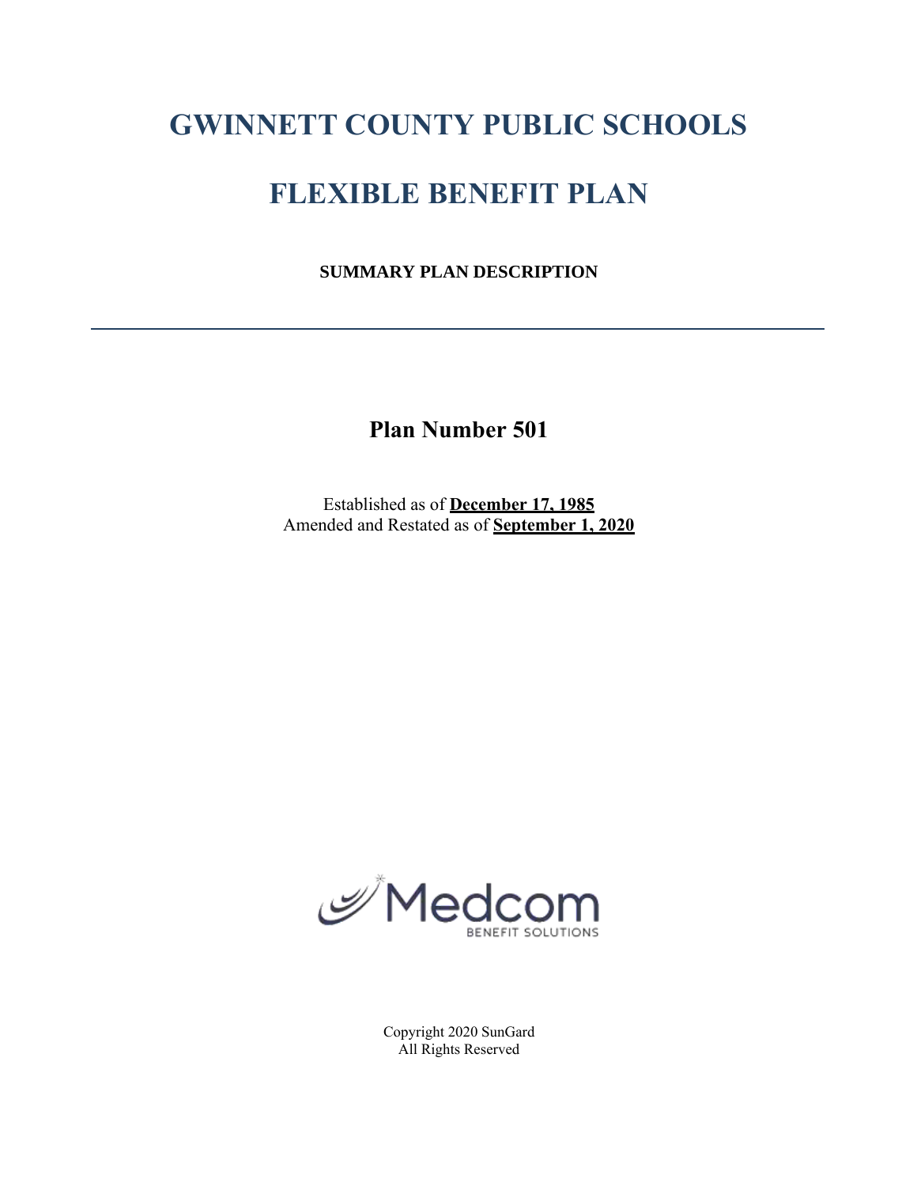# GWINNETT COUNTY PUBLIC SCHOOLS

# FLEXIBLE BENEFIT PLAN

**SUMMARY PLAN DESCRIPTION**

---

## Plan Number 501

Established as of **December 17, 1985**
Amended and Restated as of **September 1, 2020**

Medcom
BENEFIT SOLUTIONS

Copyright 2020 SunGard
All Rights Reserved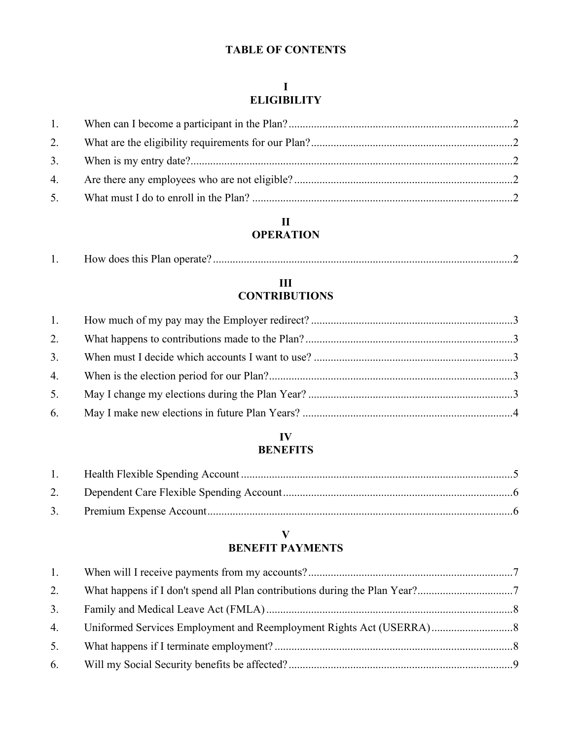# TABLE OF CONTENTS

## I
## ELIGIBILITY

1. When can I become a participant in the Plan? .......... 2
2. What are the eligibility requirements for our Plan? .......... 2
3. When is my entry date? .......... 2
4. Are there any employees who are not eligible? .......... 2
5. What must I do to enroll in the Plan? .......... 2

## II
## OPERATION

1. How does this Plan operate? .......... 2

## III
## CONTRIBUTIONS

1. How much of my pay may the Employer redirect? .......... 3
2. What happens to contributions made to the Plan? .......... 3
3. When must I decide which accounts I want to use? .......... 3
4. When is the election period for our Plan? .......... 3
5. May I change my elections during the Plan Year? .......... 3
6. May I make new elections in future Plan Years? .......... 4

## IV
## BENEFITS

1. Health Flexible Spending Account .......... 5
2. Dependent Care Flexible Spending Account .......... 6
3. Premium Expense Account .......... 6

## V
## BENEFIT PAYMENTS

1. When will I receive payments from my accounts? .......... 7
2. What happens if I don't spend all Plan contributions during the Plan Year? .......... 7
3. Family and Medical Leave Act (FMLA) .......... 8
4. Uniformed Services Employment and Reemployment Rights Act (USERRA) .......... 8
5. What happens if I terminate employment? .......... 8
6. Will my Social Security benefits be affected? .......... 9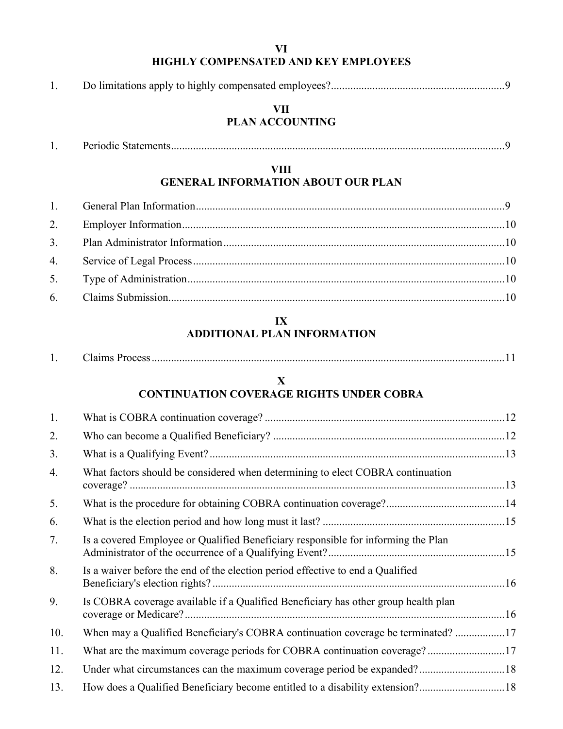## VI
## HIGHLY COMPENSATED AND KEY EMPLOYEES

1. Do limitations apply to highly compensated employees?............................................................... 9

## VII
## PLAN ACCOUNTING

1. Periodic Statements........................................................................................................................ 9

## VIII
## GENERAL INFORMATION ABOUT OUR PLAN

1. General Plan Information............................................................................................................... 9
2. Employer Information.................................................................................................................. 10
3. Plan Administrator Information.................................................................................................... 10
4. Service of Legal Process............................................................................................................... 10
5. Type of Administration................................................................................................................. 10
6. Claims Submission........................................................................................................................ 10

## IX
## ADDITIONAL PLAN INFORMATION

1. Claims Process.............................................................................................................................. 11

## X
## CONTINUATION COVERAGE RIGHTS UNDER COBRA

1. What is COBRA continuation coverage? ...................................................................................... 12
2. Who can become a Qualified Beneficiary? ................................................................................... 12
3. What is a Qualifying Event? .......................................................................................................... 13
4. What factors should be considered when determining to elect COBRA continuation coverage? ....................................................................................................................................... 13
5. What is the procedure for obtaining COBRA continuation coverage?........................................... 14
6. What is the election period and how long must it last? .................................................................. 15
7. Is a covered Employee or Qualified Beneficiary responsible for informing the Plan Administrator of the occurrence of a Qualifying Event?............................................................... 15
8. Is a waiver before the end of the election period effective to end a Qualified Beneficiary's election rights? ......................................................................................................... 16
9. Is COBRA coverage available if a Qualified Beneficiary has other group health plan coverage or Medicare?................................................................................................................... 16
10. When may a Qualified Beneficiary's COBRA continuation coverage be terminated? .................. 17
11. What are the maximum coverage periods for COBRA continuation coverage? ............................ 17
12. Under what circumstances can the maximum coverage period be expanded?............................... 18
13. How does a Qualified Beneficiary become entitled to a disability extension?............................... 18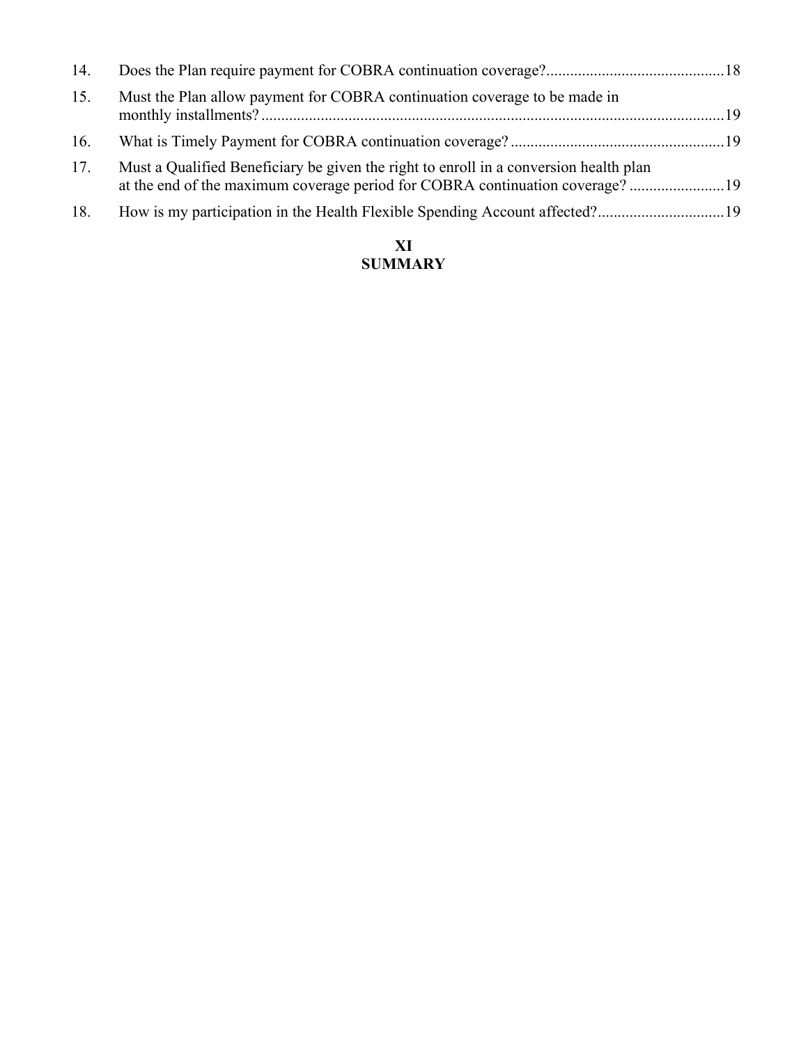14. Does the Plan require payment for COBRA continuation coverage? ....18
15. Must the Plan allow payment for COBRA continuation coverage to be made in monthly installments? ....19
16. What is Timely Payment for COBRA continuation coverage? ....19
17. Must a Qualified Beneficiary be given the right to enroll in a conversion health plan at the end of the maximum coverage period for COBRA continuation coverage? ....19
18. How is my participation in the Health Flexible Spending Account affected? ....19

## XI
## SUMMARY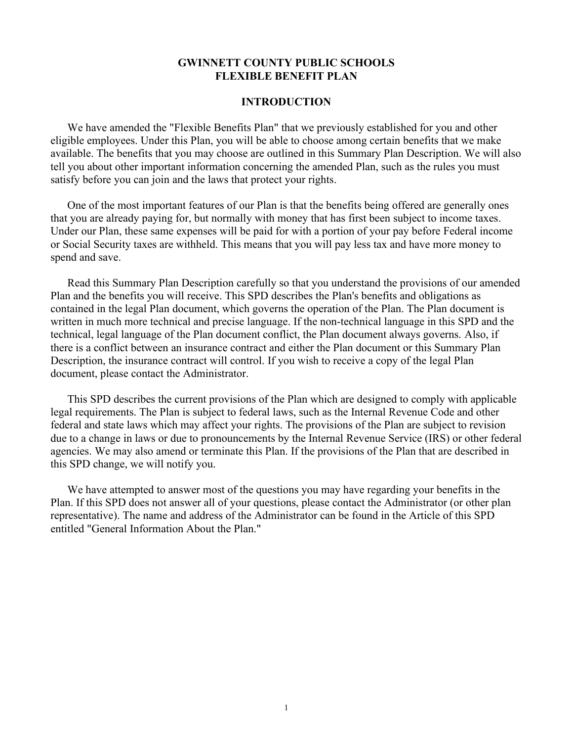# GWINNETT COUNTY PUBLIC SCHOOLS
# FLEXIBLE BENEFIT PLAN

## INTRODUCTION

We have amended the "Flexible Benefits Plan" that we previously established for you and other eligible employees. Under this Plan, you will be able to choose among certain benefits that we make available. The benefits that you may choose are outlined in this Summary Plan Description. We will also tell you about other important information concerning the amended Plan, such as the rules you must satisfy before you can join and the laws that protect your rights.

One of the most important features of our Plan is that the benefits being offered are generally ones that you are already paying for, but normally with money that has first been subject to income taxes. Under our Plan, these same expenses will be paid for with a portion of your pay before Federal income or Social Security taxes are withheld. This means that you will pay less tax and have more money to spend and save.

Read this Summary Plan Description carefully so that you understand the provisions of our amended Plan and the benefits you will receive. This SPD describes the Plan's benefits and obligations as contained in the legal Plan document, which governs the operation of the Plan. The Plan document is written in much more technical and precise language. If the non-technical language in this SPD and the technical, legal language of the Plan document conflict, the Plan document always governs. Also, if there is a conflict between an insurance contract and either the Plan document or this Summary Plan Description, the insurance contract will control. If you wish to receive a copy of the legal Plan document, please contact the Administrator.

This SPD describes the current provisions of the Plan which are designed to comply with applicable legal requirements. The Plan is subject to federal laws, such as the Internal Revenue Code and other federal and state laws which may affect your rights. The provisions of the Plan are subject to revision due to a change in laws or due to pronouncements by the Internal Revenue Service (IRS) or other federal agencies. We may also amend or terminate this Plan. If the provisions of the Plan that are described in this SPD change, we will notify you.

We have attempted to answer most of the questions you may have regarding your benefits in the Plan. If this SPD does not answer all of your questions, please contact the Administrator (or other plan representative). The name and address of the Administrator can be found in the Article of this SPD entitled "General Information About the Plan."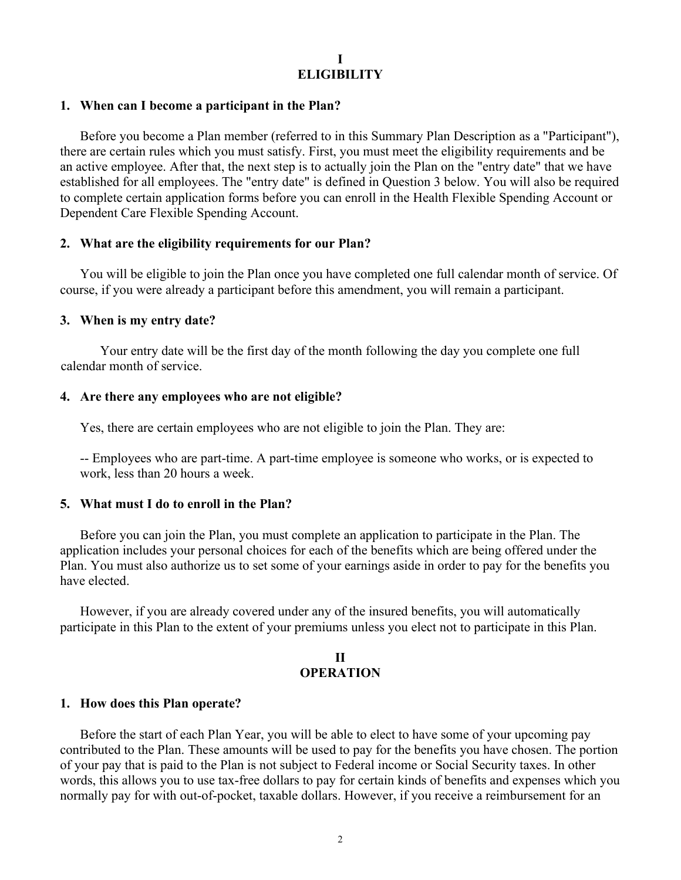## I
## ELIGIBILITY

### 1. When can I become a participant in the Plan?

Before you become a Plan member (referred to in this Summary Plan Description as a "Participant"), there are certain rules which you must satisfy. First, you must meet the eligibility requirements and be an active employee. After that, the next step is to actually join the Plan on the "entry date" that we have established for all employees. The "entry date" is defined in Question 3 below. You will also be required to complete certain application forms before you can enroll in the Health Flexible Spending Account or Dependent Care Flexible Spending Account.

### 2. What are the eligibility requirements for our Plan?

You will be eligible to join the Plan once you have completed one full calendar month of service. Of course, if you were already a participant before this amendment, you will remain a participant.

### 3. When is my entry date?

Your entry date will be the first day of the month following the day you complete one full calendar month of service.

### 4. Are there any employees who are not eligible?

Yes, there are certain employees who are not eligible to join the Plan. They are:

-- Employees who are part-time. A part-time employee is someone who works, or is expected to work, less than 20 hours a week.

### 5. What must I do to enroll in the Plan?

Before you can join the Plan, you must complete an application to participate in the Plan. The application includes your personal choices for each of the benefits which are being offered under the Plan. You must also authorize us to set some of your earnings aside in order to pay for the benefits you have elected.

However, if you are already covered under any of the insured benefits, you will automatically participate in this Plan to the extent of your premiums unless you elect not to participate in this Plan.

## II
## OPERATION

### 1. How does this Plan operate?

Before the start of each Plan Year, you will be able to elect to have some of your upcoming pay contributed to the Plan. These amounts will be used to pay for the benefits you have chosen. The portion of your pay that is paid to the Plan is not subject to Federal income or Social Security taxes. In other words, this allows you to use tax-free dollars to pay for certain kinds of benefits and expenses which you normally pay for with out-of-pocket, taxable dollars. However, if you receive a reimbursement for an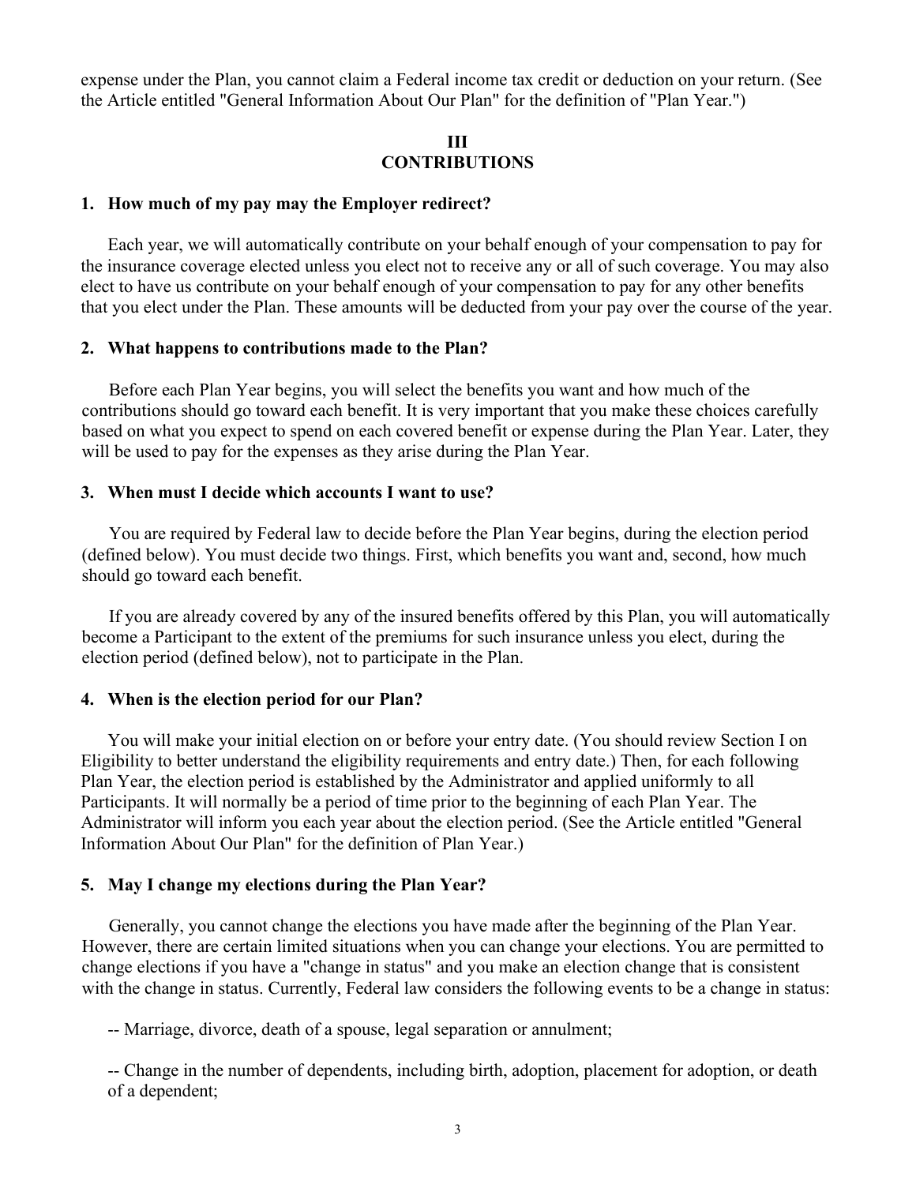expense under the Plan, you cannot claim a Federal income tax credit or deduction on your return. (See the Article entitled "General Information About Our Plan" for the definition of "Plan Year.")

## III
## CONTRIBUTIONS

### 1. How much of my pay may the Employer redirect?

Each year, we will automatically contribute on your behalf enough of your compensation to pay for the insurance coverage elected unless you elect not to receive any or all of such coverage. You may also elect to have us contribute on your behalf enough of your compensation to pay for any other benefits that you elect under the Plan. These amounts will be deducted from your pay over the course of the year.

### 2. What happens to contributions made to the Plan?

Before each Plan Year begins, you will select the benefits you want and how much of the contributions should go toward each benefit. It is very important that you make these choices carefully based on what you expect to spend on each covered benefit or expense during the Plan Year. Later, they will be used to pay for the expenses as they arise during the Plan Year.

### 3. When must I decide which accounts I want to use?

You are required by Federal law to decide before the Plan Year begins, during the election period (defined below). You must decide two things. First, which benefits you want and, second, how much should go toward each benefit.

If you are already covered by any of the insured benefits offered by this Plan, you will automatically become a Participant to the extent of the premiums for such insurance unless you elect, during the election period (defined below), not to participate in the Plan.

### 4. When is the election period for our Plan?

You will make your initial election on or before your entry date. (You should review Section I on Eligibility to better understand the eligibility requirements and entry date.) Then, for each following Plan Year, the election period is established by the Administrator and applied uniformly to all Participants. It will normally be a period of time prior to the beginning of each Plan Year. The Administrator will inform you each year about the election period. (See the Article entitled "General Information About Our Plan" for the definition of Plan Year.)

### 5. May I change my elections during the Plan Year?

Generally, you cannot change the elections you have made after the beginning of the Plan Year. However, there are certain limited situations when you can change your elections. You are permitted to change elections if you have a "change in status" and you make an election change that is consistent with the change in status. Currently, Federal law considers the following events to be a change in status:

-- Marriage, divorce, death of a spouse, legal separation or annulment;

-- Change in the number of dependents, including birth, adoption, placement for adoption, or death of a dependent;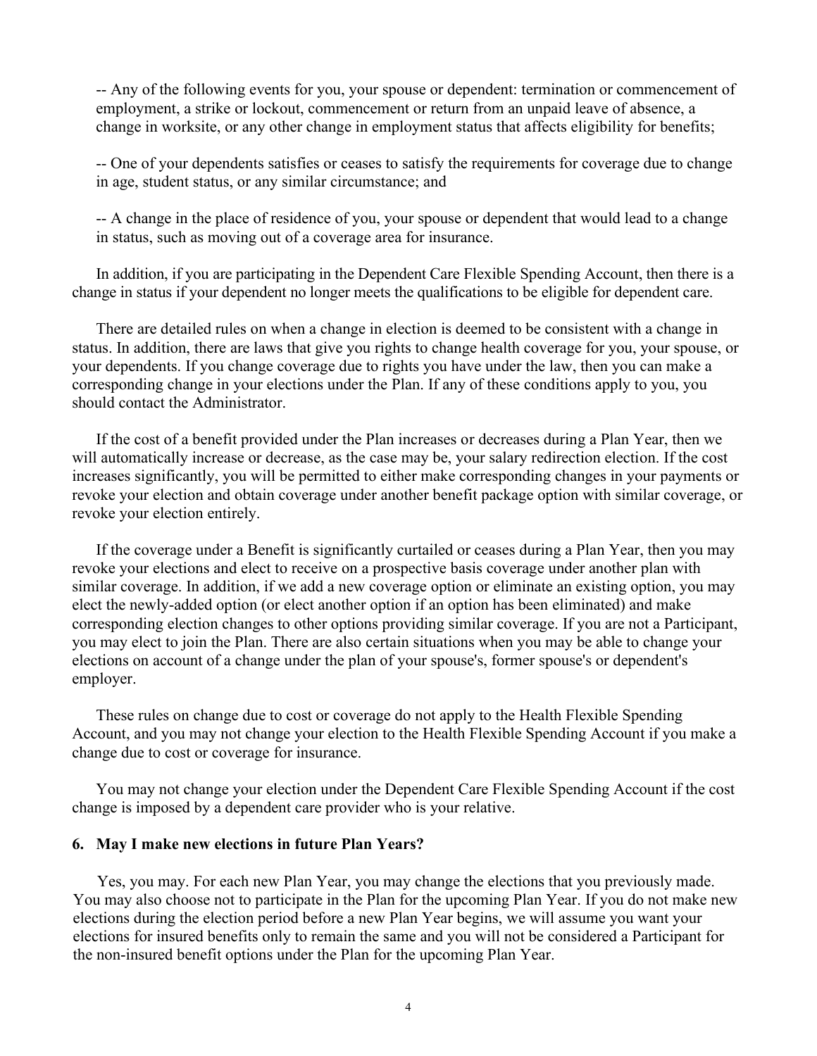-- Any of the following events for you, your spouse or dependent: termination or commencement of employment, a strike or lockout, commencement or return from an unpaid leave of absence, a change in worksite, or any other change in employment status that affects eligibility for benefits;

-- One of your dependents satisfies or ceases to satisfy the requirements for coverage due to change in age, student status, or any similar circumstance; and

-- A change in the place of residence of you, your spouse or dependent that would lead to a change in status, such as moving out of a coverage area for insurance.

In addition, if you are participating in the Dependent Care Flexible Spending Account, then there is a change in status if your dependent no longer meets the qualifications to be eligible for dependent care.

There are detailed rules on when a change in election is deemed to be consistent with a change in status. In addition, there are laws that give you rights to change health coverage for you, your spouse, or your dependents. If you change coverage due to rights you have under the law, then you can make a corresponding change in your elections under the Plan. If any of these conditions apply to you, you should contact the Administrator.

If the cost of a benefit provided under the Plan increases or decreases during a Plan Year, then we will automatically increase or decrease, as the case may be, your salary redirection election. If the cost increases significantly, you will be permitted to either make corresponding changes in your payments or revoke your election and obtain coverage under another benefit package option with similar coverage, or revoke your election entirely.

If the coverage under a Benefit is significantly curtailed or ceases during a Plan Year, then you may revoke your elections and elect to receive on a prospective basis coverage under another plan with similar coverage. In addition, if we add a new coverage option or eliminate an existing option, you may elect the newly-added option (or elect another option if an option has been eliminated) and make corresponding election changes to other options providing similar coverage. If you are not a Participant, you may elect to join the Plan. There are also certain situations when you may be able to change your elections on account of a change under the plan of your spouse's, former spouse's or dependent's employer.

These rules on change due to cost or coverage do not apply to the Health Flexible Spending Account, and you may not change your election to the Health Flexible Spending Account if you make a change due to cost or coverage for insurance.

You may not change your election under the Dependent Care Flexible Spending Account if the cost change is imposed by a dependent care provider who is your relative.

**6. May I make new elections in future Plan Years?**

Yes, you may. For each new Plan Year, you may change the elections that you previously made. You may also choose not to participate in the Plan for the upcoming Plan Year. If you do not make new elections during the election period before a new Plan Year begins, we will assume you want your elections for insured benefits only to remain the same and you will not be considered a Participant for the non-insured benefit options under the Plan for the upcoming Plan Year.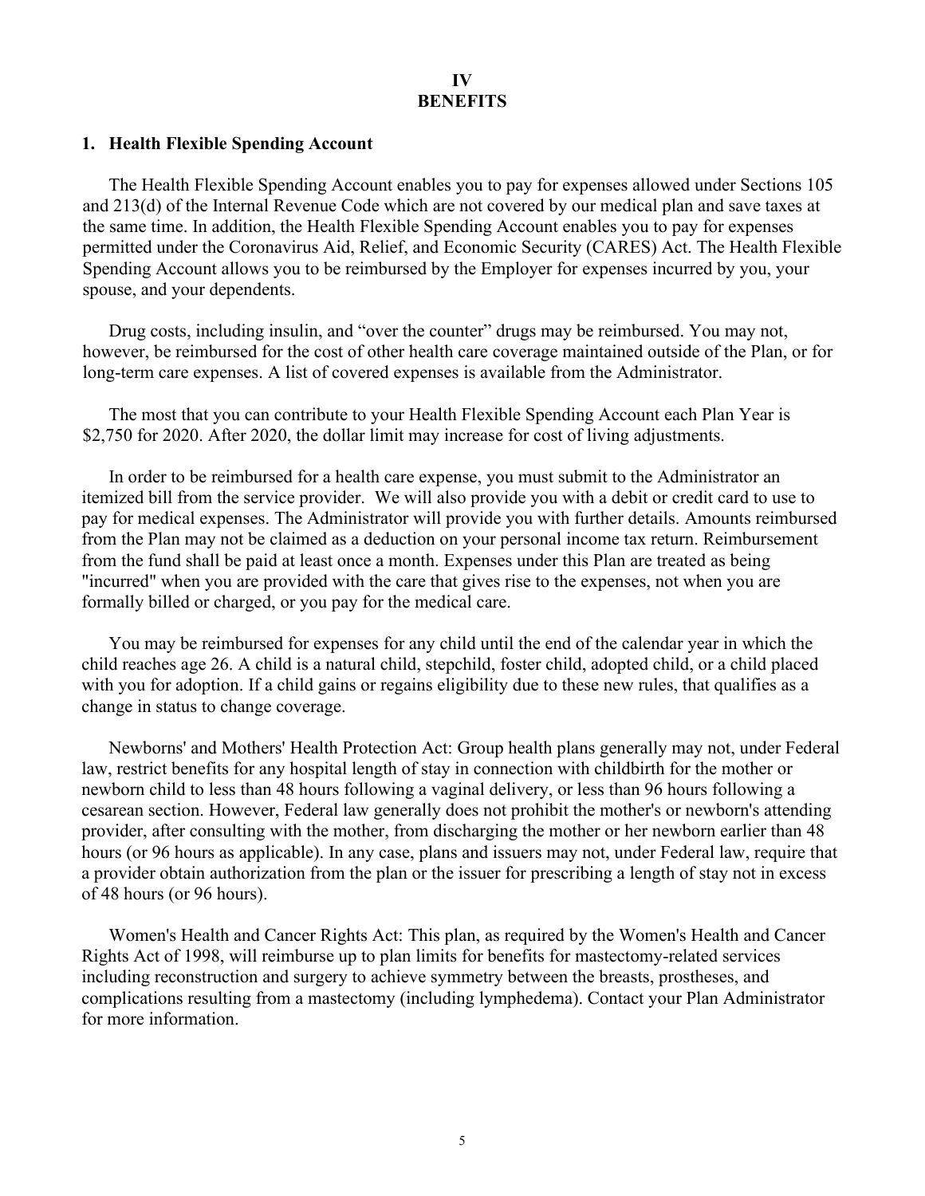# IV
# BENEFITS

## 1. Health Flexible Spending Account

The Health Flexible Spending Account enables you to pay for expenses allowed under Sections 105 and 213(d) of the Internal Revenue Code which are not covered by our medical plan and save taxes at the same time. In addition, the Health Flexible Spending Account enables you to pay for expenses permitted under the Coronavirus Aid, Relief, and Economic Security (CARES) Act. The Health Flexible Spending Account allows you to be reimbursed by the Employer for expenses incurred by you, your spouse, and your dependents.

Drug costs, including insulin, and "over the counter" drugs may be reimbursed. You may not, however, be reimbursed for the cost of other health care coverage maintained outside of the Plan, or for long-term care expenses. A list of covered expenses is available from the Administrator.

The most that you can contribute to your Health Flexible Spending Account each Plan Year is $2,750 for 2020. After 2020, the dollar limit may increase for cost of living adjustments.

In order to be reimbursed for a health care expense, you must submit to the Administrator an itemized bill from the service provider. We will also provide you with a debit or credit card to use to pay for medical expenses. The Administrator will provide you with further details. Amounts reimbursed from the Plan may not be claimed as a deduction on your personal income tax return. Reimbursement from the fund shall be paid at least once a month. Expenses under this Plan are treated as being "incurred" when you are provided with the care that gives rise to the expenses, not when you are formally billed or charged, or you pay for the medical care.

You may be reimbursed for expenses for any child until the end of the calendar year in which the child reaches age 26. A child is a natural child, stepchild, foster child, adopted child, or a child placed with you for adoption. If a child gains or regains eligibility due to these new rules, that qualifies as a change in status to change coverage.

Newborns' and Mothers' Health Protection Act: Group health plans generally may not, under Federal law, restrict benefits for any hospital length of stay in connection with childbirth for the mother or newborn child to less than 48 hours following a vaginal delivery, or less than 96 hours following a cesarean section. However, Federal law generally does not prohibit the mother's or newborn's attending provider, after consulting with the mother, from discharging the mother or her newborn earlier than 48 hours (or 96 hours as applicable). In any case, plans and issuers may not, under Federal law, require that a provider obtain authorization from the plan or the issuer for prescribing a length of stay not in excess of 48 hours (or 96 hours).

Women's Health and Cancer Rights Act: This plan, as required by the Women's Health and Cancer Rights Act of 1998, will reimburse up to plan limits for benefits for mastectomy-related services including reconstruction and surgery to achieve symmetry between the breasts, prostheses, and complications resulting from a mastectomy (including lymphedema). Contact your Plan Administrator for more information.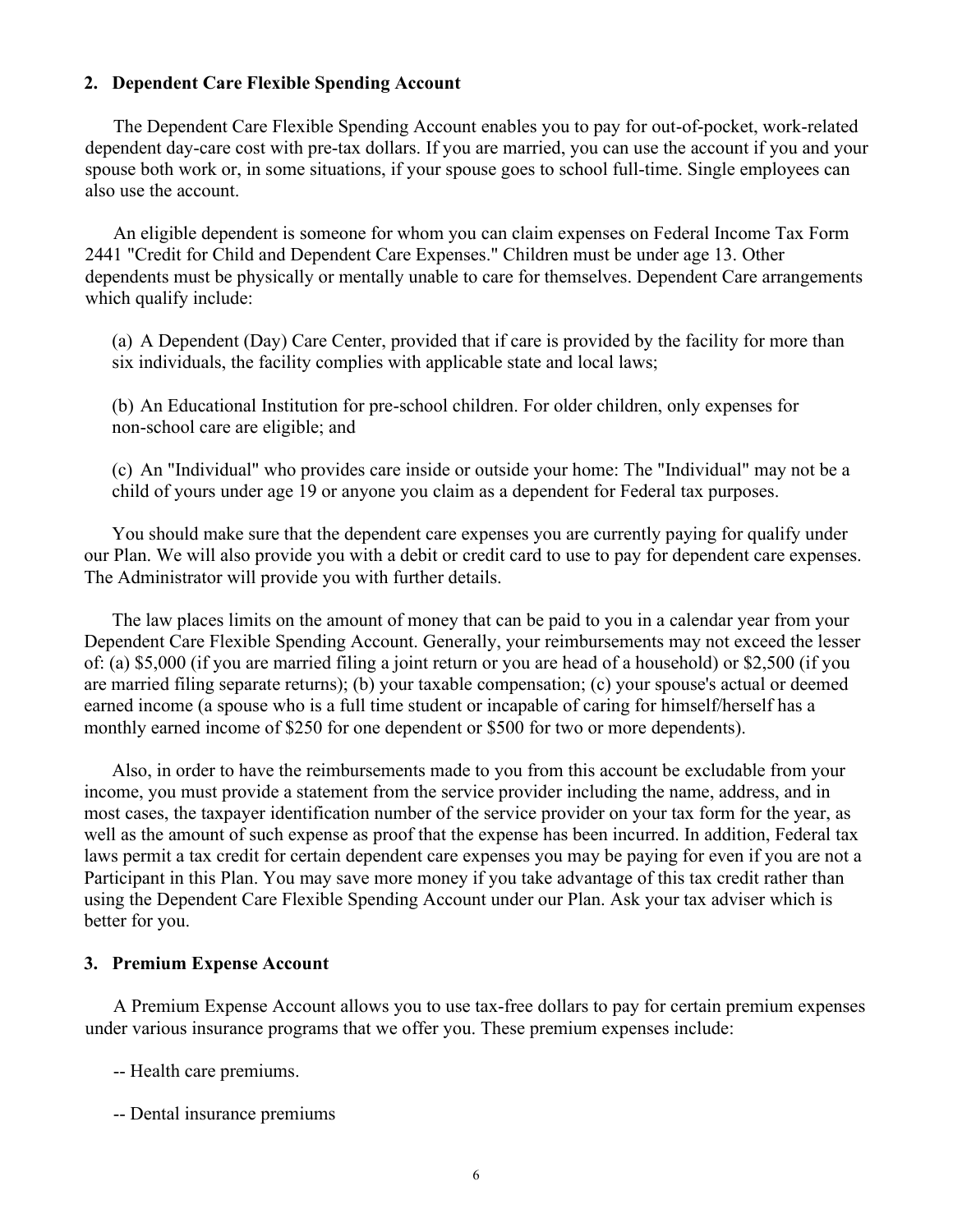### 2. Dependent Care Flexible Spending Account

The Dependent Care Flexible Spending Account enables you to pay for out-of-pocket, work-related dependent day-care cost with pre-tax dollars. If you are married, you can use the account if you and your spouse both work or, in some situations, if your spouse goes to school full-time. Single employees can also use the account.

An eligible dependent is someone for whom you can claim expenses on Federal Income Tax Form 2441 "Credit for Child and Dependent Care Expenses." Children must be under age 13. Other dependents must be physically or mentally unable to care for themselves. Dependent Care arrangements which qualify include:

(a) A Dependent (Day) Care Center, provided that if care is provided by the facility for more than six individuals, the facility complies with applicable state and local laws;

(b) An Educational Institution for pre-school children. For older children, only expenses for non-school care are eligible; and

(c) An "Individual" who provides care inside or outside your home: The "Individual" may not be a child of yours under age 19 or anyone you claim as a dependent for Federal tax purposes.

You should make sure that the dependent care expenses you are currently paying for qualify under our Plan. We will also provide you with a debit or credit card to use to pay for dependent care expenses. The Administrator will provide you with further details.

The law places limits on the amount of money that can be paid to you in a calendar year from your Dependent Care Flexible Spending Account. Generally, your reimbursements may not exceed the lesser of: (a) $5,000 (if you are married filing a joint return or you are head of a household) or $2,500 (if you are married filing separate returns); (b) your taxable compensation; (c) your spouse's actual or deemed earned income (a spouse who is a full time student or incapable of caring for himself/herself has a monthly earned income of $250 for one dependent or $500 for two or more dependents).

Also, in order to have the reimbursements made to you from this account be excludable from your income, you must provide a statement from the service provider including the name, address, and in most cases, the taxpayer identification number of the service provider on your tax form for the year, as well as the amount of such expense as proof that the expense has been incurred. In addition, Federal tax laws permit a tax credit for certain dependent care expenses you may be paying for even if you are not a Participant in this Plan. You may save more money if you take advantage of this tax credit rather than using the Dependent Care Flexible Spending Account under our Plan. Ask your tax adviser which is better for you.

### 3. Premium Expense Account

A Premium Expense Account allows you to use tax-free dollars to pay for certain premium expenses under various insurance programs that we offer you. These premium expenses include:

-- Health care premiums.

-- Dental insurance premiums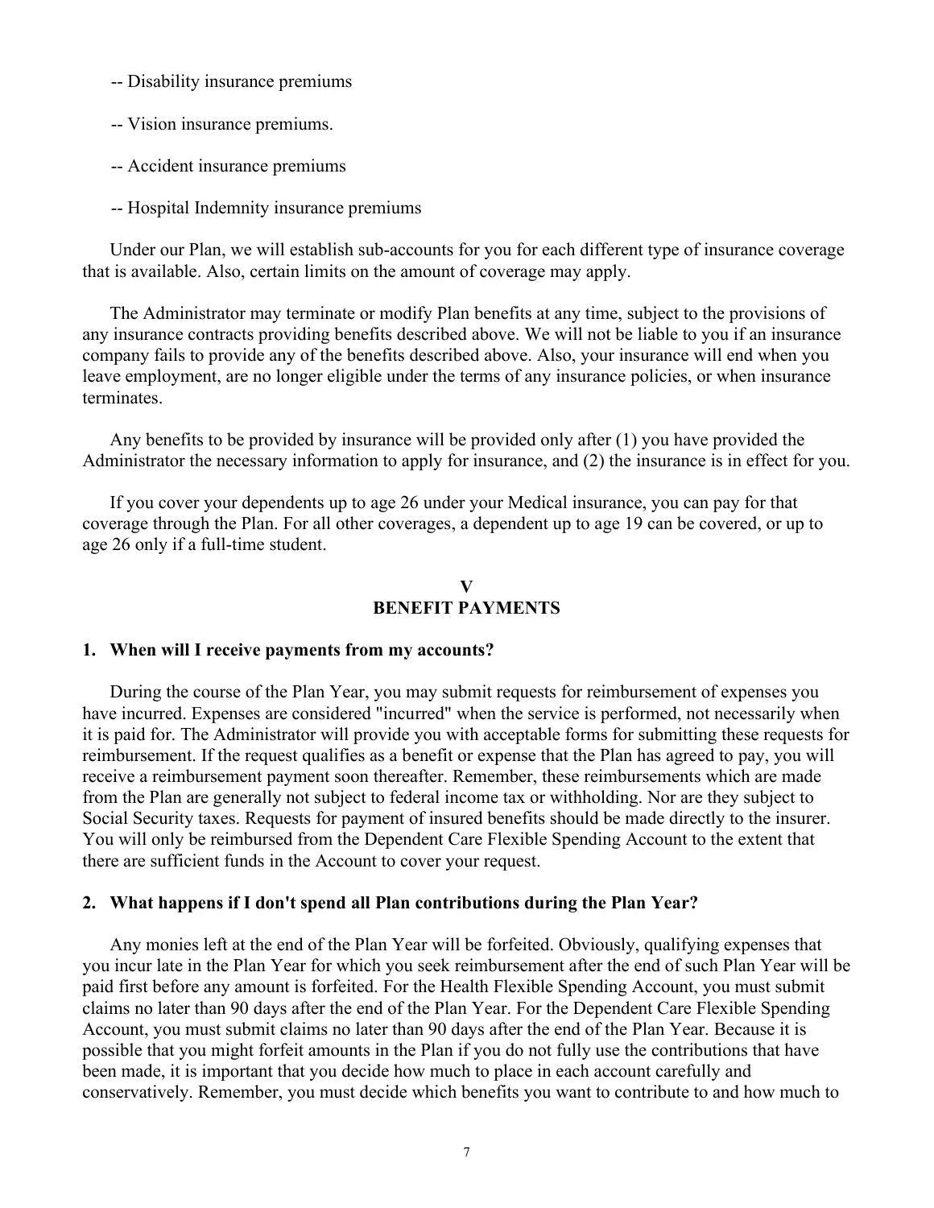-- Disability insurance premiums

-- Vision insurance premiums.

-- Accident insurance premiums

-- Hospital Indemnity insurance premiums

Under our Plan, we will establish sub-accounts for you for each different type of insurance coverage that is available. Also, certain limits on the amount of coverage may apply.

The Administrator may terminate or modify Plan benefits at any time, subject to the provisions of any insurance contracts providing benefits described above. We will not be liable to you if an insurance company fails to provide any of the benefits described above. Also, your insurance will end when you leave employment, are no longer eligible under the terms of any insurance policies, or when insurance terminates.

Any benefits to be provided by insurance will be provided only after (1) you have provided the Administrator the necessary information to apply for insurance, and (2) the insurance is in effect for you.

If you cover your dependents up to age 26 under your Medical insurance, you can pay for that coverage through the Plan. For all other coverages, a dependent up to age 19 can be covered, or up to age 26 only if a full-time student.

## V
## BENEFIT PAYMENTS

### 1. When will I receive payments from my accounts?

During the course of the Plan Year, you may submit requests for reimbursement of expenses you have incurred. Expenses are considered "incurred" when the service is performed, not necessarily when it is paid for. The Administrator will provide you with acceptable forms for submitting these requests for reimbursement. If the request qualifies as a benefit or expense that the Plan has agreed to pay, you will receive a reimbursement payment soon thereafter. Remember, these reimbursements which are made from the Plan are generally not subject to federal income tax or withholding. Nor are they subject to Social Security taxes. Requests for payment of insured benefits should be made directly to the insurer. You will only be reimbursed from the Dependent Care Flexible Spending Account to the extent that there are sufficient funds in the Account to cover your request.

### 2. What happens if I don't spend all Plan contributions during the Plan Year?

Any monies left at the end of the Plan Year will be forfeited. Obviously, qualifying expenses that you incur late in the Plan Year for which you seek reimbursement after the end of such Plan Year will be paid first before any amount is forfeited. For the Health Flexible Spending Account, you must submit claims no later than 90 days after the end of the Plan Year. For the Dependent Care Flexible Spending Account, you must submit claims no later than 90 days after the end of the Plan Year. Because it is possible that you might forfeit amounts in the Plan if you do not fully use the contributions that have been made, it is important that you decide how much to place in each account carefully and conservatively. Remember, you must decide which benefits you want to contribute to and how much to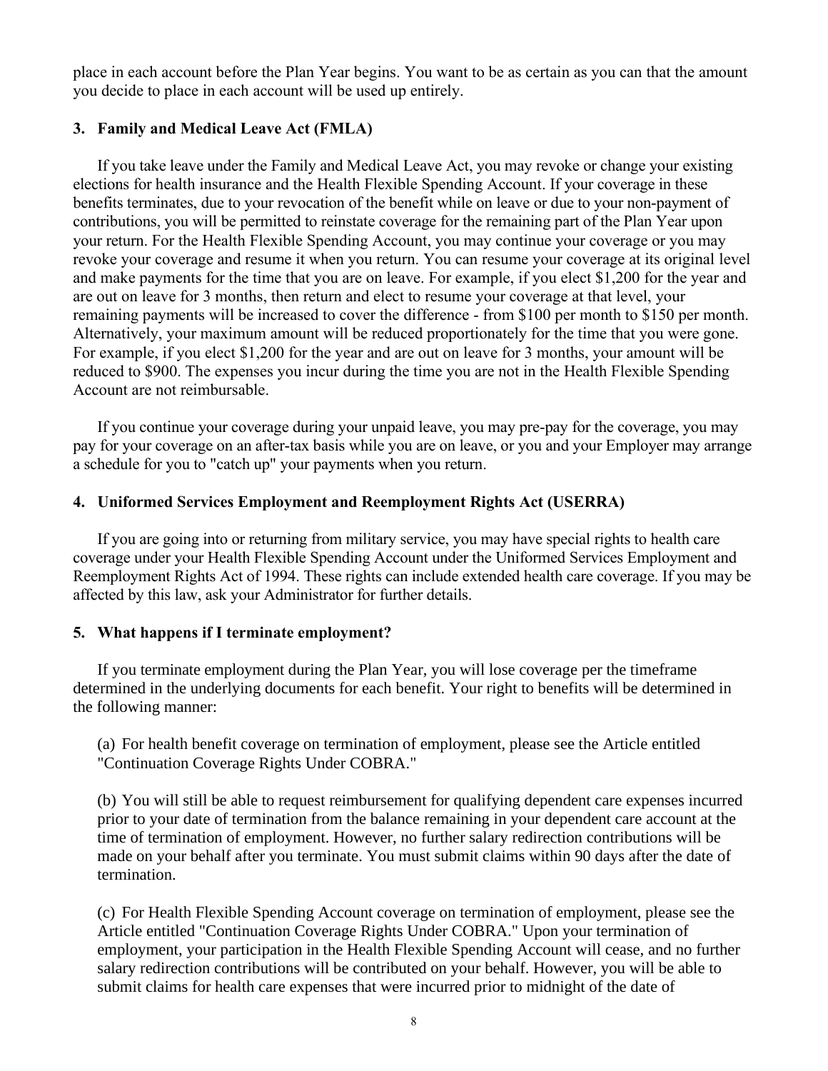place in each account before the Plan Year begins. You want to be as certain as you can that the amount you decide to place in each account will be used up entirely.

### 3. Family and Medical Leave Act (FMLA)

If you take leave under the Family and Medical Leave Act, you may revoke or change your existing elections for health insurance and the Health Flexible Spending Account. If your coverage in these benefits terminates, due to your revocation of the benefit while on leave or due to your non-payment of contributions, you will be permitted to reinstate coverage for the remaining part of the Plan Year upon your return. For the Health Flexible Spending Account, you may continue your coverage or you may revoke your coverage and resume it when you return. You can resume your coverage at its original level and make payments for the time that you are on leave. For example, if you elect $1,200 for the year and are out on leave for 3 months, then return and elect to resume your coverage at that level, your remaining payments will be increased to cover the difference - from $100 per month to $150 per month. Alternatively, your maximum amount will be reduced proportionately for the time that you were gone. For example, if you elect $1,200 for the year and are out on leave for 3 months, your amount will be reduced to $900. The expenses you incur during the time you are not in the Health Flexible Spending Account are not reimbursable.

If you continue your coverage during your unpaid leave, you may pre-pay for the coverage, you may pay for your coverage on an after-tax basis while you are on leave, or you and your Employer may arrange a schedule for you to "catch up" your payments when you return.

### 4. Uniformed Services Employment and Reemployment Rights Act (USERRA)

If you are going into or returning from military service, you may have special rights to health care coverage under your Health Flexible Spending Account under the Uniformed Services Employment and Reemployment Rights Act of 1994. These rights can include extended health care coverage. If you may be affected by this law, ask your Administrator for further details.

### 5. What happens if I terminate employment?

If you terminate employment during the Plan Year, you will lose coverage per the timeframe determined in the underlying documents for each benefit. Your right to benefits will be determined in the following manner:

(a) For health benefit coverage on termination of employment, please see the Article entitled "Continuation Coverage Rights Under COBRA."

(b) You will still be able to request reimbursement for qualifying dependent care expenses incurred prior to your date of termination from the balance remaining in your dependent care account at the time of termination of employment. However, no further salary redirection contributions will be made on your behalf after you terminate. You must submit claims within 90 days after the date of termination.

(c) For Health Flexible Spending Account coverage on termination of employment, please see the Article entitled "Continuation Coverage Rights Under COBRA." Upon your termination of employment, your participation in the Health Flexible Spending Account will cease, and no further salary redirection contributions will be contributed on your behalf. However, you will be able to submit claims for health care expenses that were incurred prior to midnight of the date of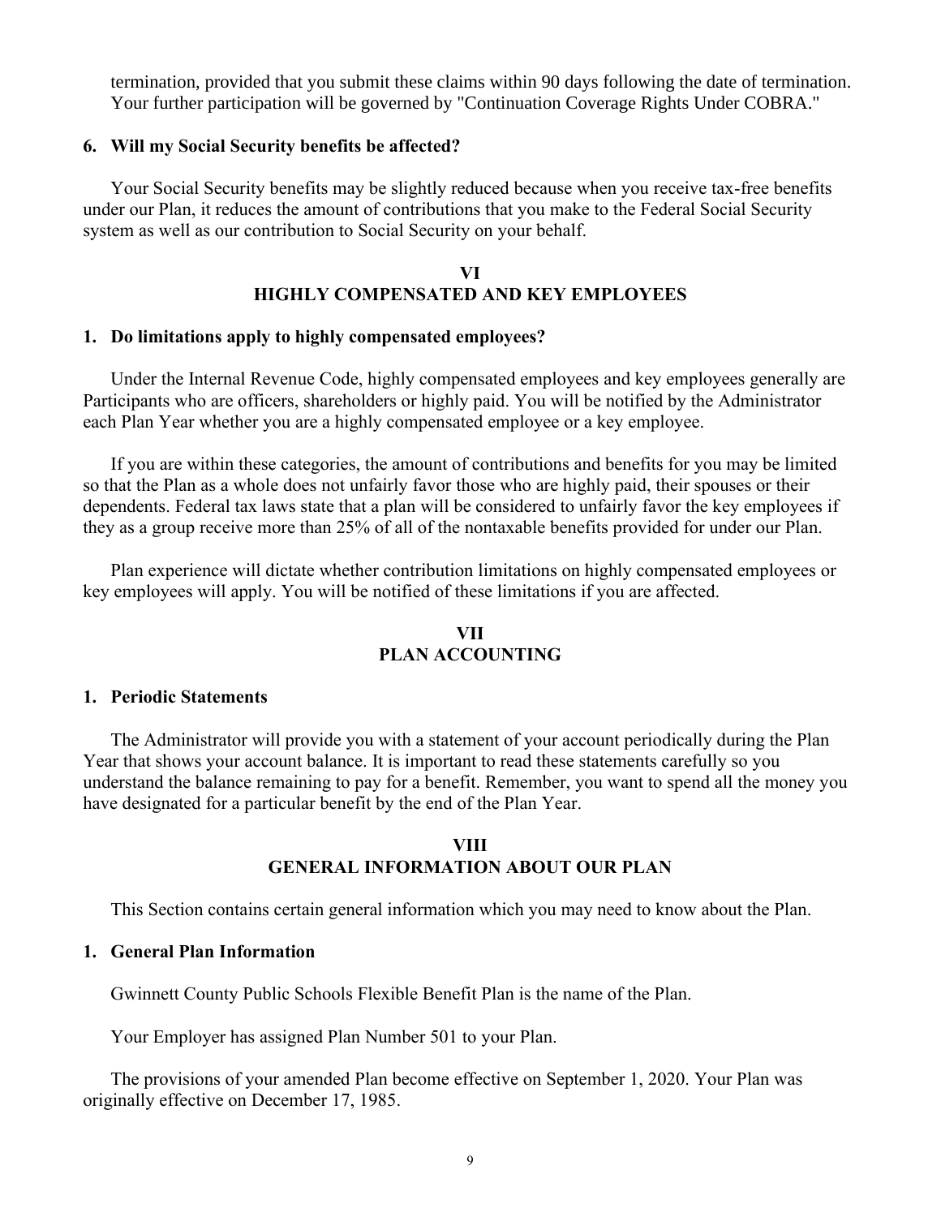termination, provided that you submit these claims within 90 days following the date of termination. Your further participation will be governed by "Continuation Coverage Rights Under COBRA."

### 6. Will my Social Security benefits be affected?

Your Social Security benefits may be slightly reduced because when you receive tax-free benefits under our Plan, it reduces the amount of contributions that you make to the Federal Social Security system as well as our contribution to Social Security on your behalf.

## VI
## HIGHLY COMPENSATED AND KEY EMPLOYEES

### 1. Do limitations apply to highly compensated employees?

Under the Internal Revenue Code, highly compensated employees and key employees generally are Participants who are officers, shareholders or highly paid. You will be notified by the Administrator each Plan Year whether you are a highly compensated employee or a key employee.

If you are within these categories, the amount of contributions and benefits for you may be limited so that the Plan as a whole does not unfairly favor those who are highly paid, their spouses or their dependents. Federal tax laws state that a plan will be considered to unfairly favor the key employees if they as a group receive more than 25% of all of the nontaxable benefits provided for under our Plan.

Plan experience will dictate whether contribution limitations on highly compensated employees or key employees will apply. You will be notified of these limitations if you are affected.

## VII
## PLAN ACCOUNTING

### 1. Periodic Statements

The Administrator will provide you with a statement of your account periodically during the Plan Year that shows your account balance. It is important to read these statements carefully so you understand the balance remaining to pay for a benefit. Remember, you want to spend all the money you have designated for a particular benefit by the end of the Plan Year.

## VIII
## GENERAL INFORMATION ABOUT OUR PLAN

This Section contains certain general information which you may need to know about the Plan.

### 1. General Plan Information

Gwinnett County Public Schools Flexible Benefit Plan is the name of the Plan.

Your Employer has assigned Plan Number 501 to your Plan.

The provisions of your amended Plan become effective on September 1, 2020. Your Plan was originally effective on December 17, 1985.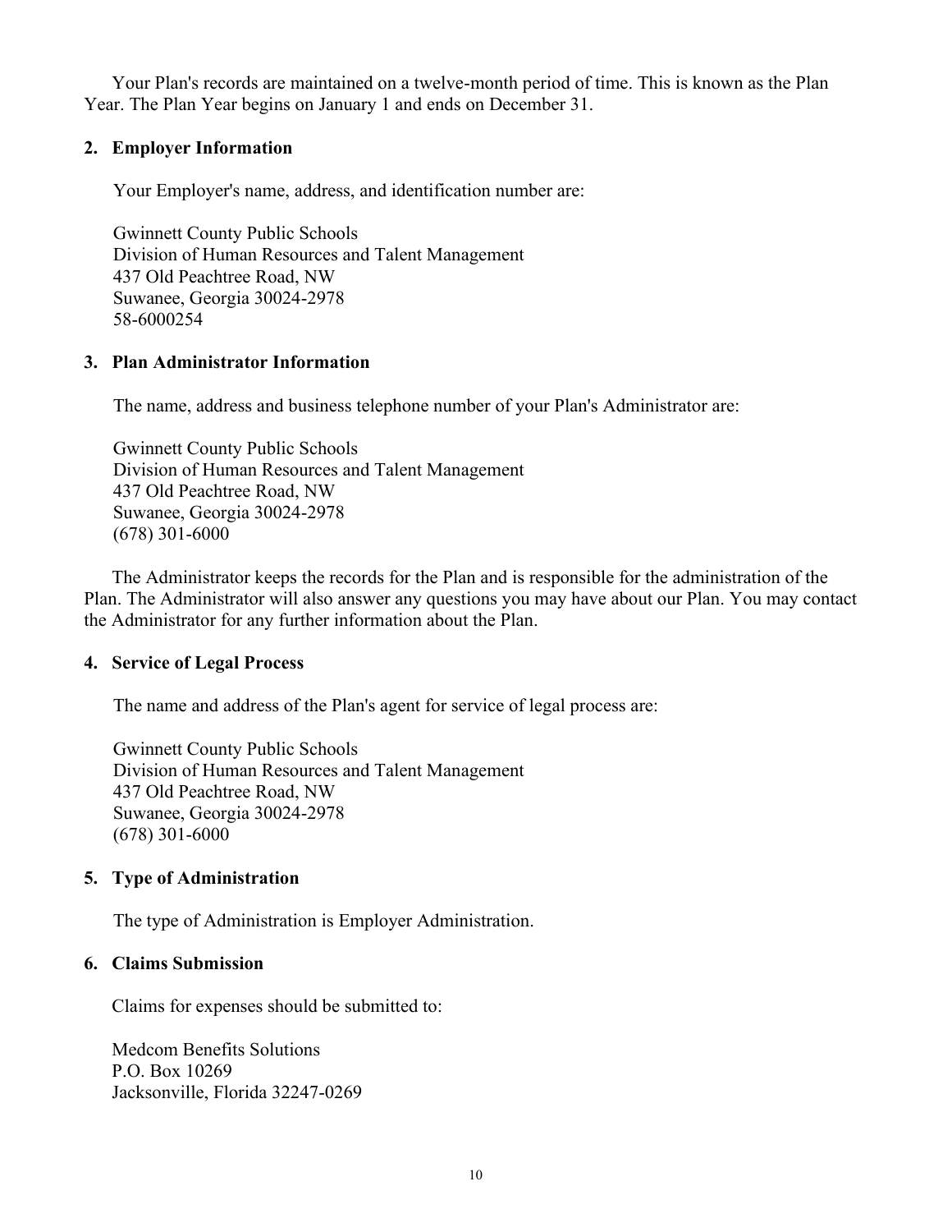Your Plan's records are maintained on a twelve-month period of time. This is known as the Plan Year. The Plan Year begins on January 1 and ends on December 31.

### 2. Employer Information

Your Employer's name, address, and identification number are:

Gwinnett County Public Schools
Division of Human Resources and Talent Management
437 Old Peachtree Road, NW
Suwanee, Georgia 30024-2978
58-6000254

### 3. Plan Administrator Information

The name, address and business telephone number of your Plan's Administrator are:

Gwinnett County Public Schools
Division of Human Resources and Talent Management
437 Old Peachtree Road, NW
Suwanee, Georgia 30024-2978
(678) 301-6000

The Administrator keeps the records for the Plan and is responsible for the administration of the Plan. The Administrator will also answer any questions you may have about our Plan. You may contact the Administrator for any further information about the Plan.

### 4. Service of Legal Process

The name and address of the Plan's agent for service of legal process are:

Gwinnett County Public Schools
Division of Human Resources and Talent Management
437 Old Peachtree Road, NW
Suwanee, Georgia 30024-2978
(678) 301-6000

### 5. Type of Administration

The type of Administration is Employer Administration.

### 6. Claims Submission

Claims for expenses should be submitted to:

Medcom Benefits Solutions
P.O. Box 10269
Jacksonville, Florida 32247-0269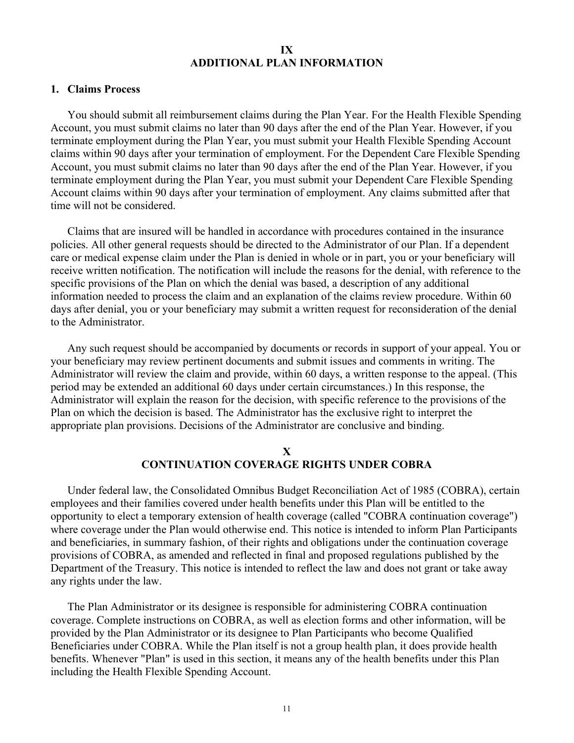# IX
# ADDITIONAL PLAN INFORMATION

## 1. Claims Process

You should submit all reimbursement claims during the Plan Year. For the Health Flexible Spending Account, you must submit claims no later than 90 days after the end of the Plan Year. However, if you terminate employment during the Plan Year, you must submit your Health Flexible Spending Account claims within 90 days after your termination of employment. For the Dependent Care Flexible Spending Account, you must submit claims no later than 90 days after the end of the Plan Year. However, if you terminate employment during the Plan Year, you must submit your Dependent Care Flexible Spending Account claims within 90 days after your termination of employment. Any claims submitted after that time will not be considered.

Claims that are insured will be handled in accordance with procedures contained in the insurance policies. All other general requests should be directed to the Administrator of our Plan. If a dependent care or medical expense claim under the Plan is denied in whole or in part, you or your beneficiary will receive written notification. The notification will include the reasons for the denial, with reference to the specific provisions of the Plan on which the denial was based, a description of any additional information needed to process the claim and an explanation of the claims review procedure. Within 60 days after denial, you or your beneficiary may submit a written request for reconsideration of the denial to the Administrator.

Any such request should be accompanied by documents or records in support of your appeal. You or your beneficiary may review pertinent documents and submit issues and comments in writing. The Administrator will review the claim and provide, within 60 days, a written response to the appeal. (This period may be extended an additional 60 days under certain circumstances.) In this response, the Administrator will explain the reason for the decision, with specific reference to the provisions of the Plan on which the decision is based. The Administrator has the exclusive right to interpret the appropriate plan provisions. Decisions of the Administrator are conclusive and binding.

# X
# CONTINUATION COVERAGE RIGHTS UNDER COBRA

Under federal law, the Consolidated Omnibus Budget Reconciliation Act of 1985 (COBRA), certain employees and their families covered under health benefits under this Plan will be entitled to the opportunity to elect a temporary extension of health coverage (called "COBRA continuation coverage") where coverage under the Plan would otherwise end. This notice is intended to inform Plan Participants and beneficiaries, in summary fashion, of their rights and obligations under the continuation coverage provisions of COBRA, as amended and reflected in final and proposed regulations published by the Department of the Treasury. This notice is intended to reflect the law and does not grant or take away any rights under the law.

The Plan Administrator or its designee is responsible for administering COBRA continuation coverage. Complete instructions on COBRA, as well as election forms and other information, will be provided by the Plan Administrator or its designee to Plan Participants who become Qualified Beneficiaries under COBRA. While the Plan itself is not a group health plan, it does provide health benefits. Whenever "Plan" is used in this section, it means any of the health benefits under this Plan including the Health Flexible Spending Account.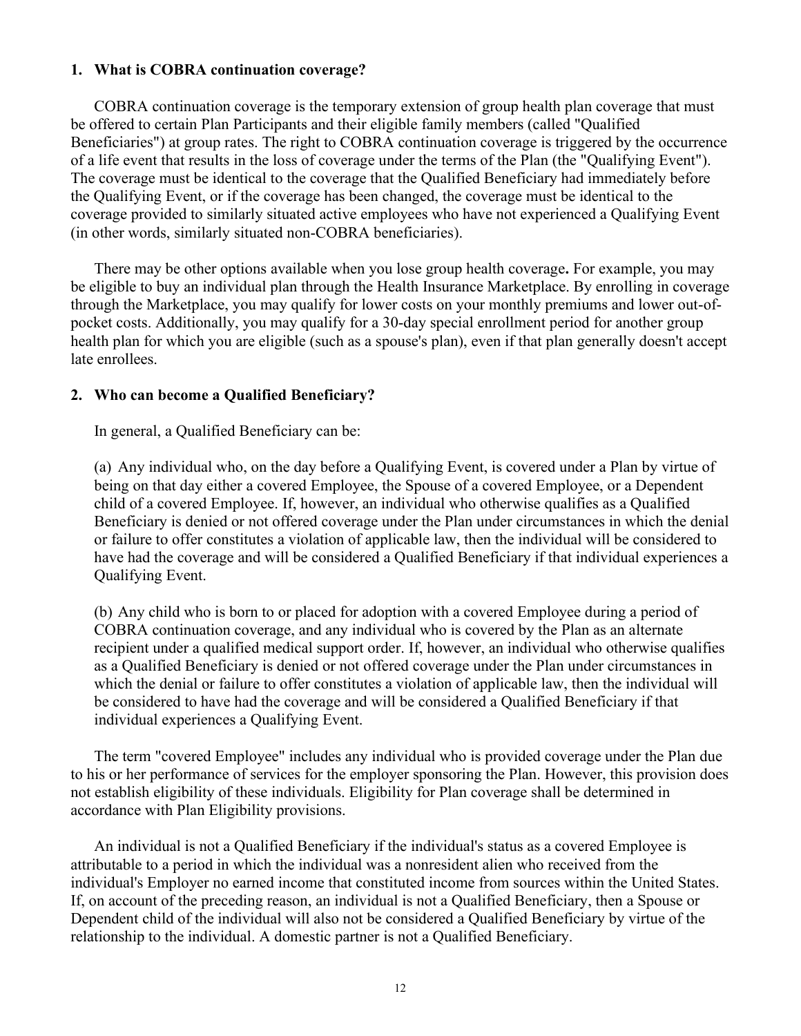### 1. What is COBRA continuation coverage?

COBRA continuation coverage is the temporary extension of group health plan coverage that must be offered to certain Plan Participants and their eligible family members (called "Qualified Beneficiaries") at group rates. The right to COBRA continuation coverage is triggered by the occurrence of a life event that results in the loss of coverage under the terms of the Plan (the "Qualifying Event"). The coverage must be identical to the coverage that the Qualified Beneficiary had immediately before the Qualifying Event, or if the coverage has been changed, the coverage must be identical to the coverage provided to similarly situated active employees who have not experienced a Qualifying Event (in other words, similarly situated non-COBRA beneficiaries).

There may be other options available when you lose group health coverage**.** For example, you may be eligible to buy an individual plan through the Health Insurance Marketplace. By enrolling in coverage through the Marketplace, you may qualify for lower costs on your monthly premiums and lower out-of-pocket costs. Additionally, you may qualify for a 30-day special enrollment period for another group health plan for which you are eligible (such as a spouse's plan), even if that plan generally doesn't accept late enrollees.

### 2. Who can become a Qualified Beneficiary?

In general, a Qualified Beneficiary can be:

(a) Any individual who, on the day before a Qualifying Event, is covered under a Plan by virtue of being on that day either a covered Employee, the Spouse of a covered Employee, or a Dependent child of a covered Employee. If, however, an individual who otherwise qualifies as a Qualified Beneficiary is denied or not offered coverage under the Plan under circumstances in which the denial or failure to offer constitutes a violation of applicable law, then the individual will be considered to have had the coverage and will be considered a Qualified Beneficiary if that individual experiences a Qualifying Event.

(b) Any child who is born to or placed for adoption with a covered Employee during a period of COBRA continuation coverage, and any individual who is covered by the Plan as an alternate recipient under a qualified medical support order. If, however, an individual who otherwise qualifies as a Qualified Beneficiary is denied or not offered coverage under the Plan under circumstances in which the denial or failure to offer constitutes a violation of applicable law, then the individual will be considered to have had the coverage and will be considered a Qualified Beneficiary if that individual experiences a Qualifying Event.

The term "covered Employee" includes any individual who is provided coverage under the Plan due to his or her performance of services for the employer sponsoring the Plan. However, this provision does not establish eligibility of these individuals. Eligibility for Plan coverage shall be determined in accordance with Plan Eligibility provisions.

An individual is not a Qualified Beneficiary if the individual's status as a covered Employee is attributable to a period in which the individual was a nonresident alien who received from the individual's Employer no earned income that constituted income from sources within the United States. If, on account of the preceding reason, an individual is not a Qualified Beneficiary, then a Spouse or Dependent child of the individual will also not be considered a Qualified Beneficiary by virtue of the relationship to the individual. A domestic partner is not a Qualified Beneficiary.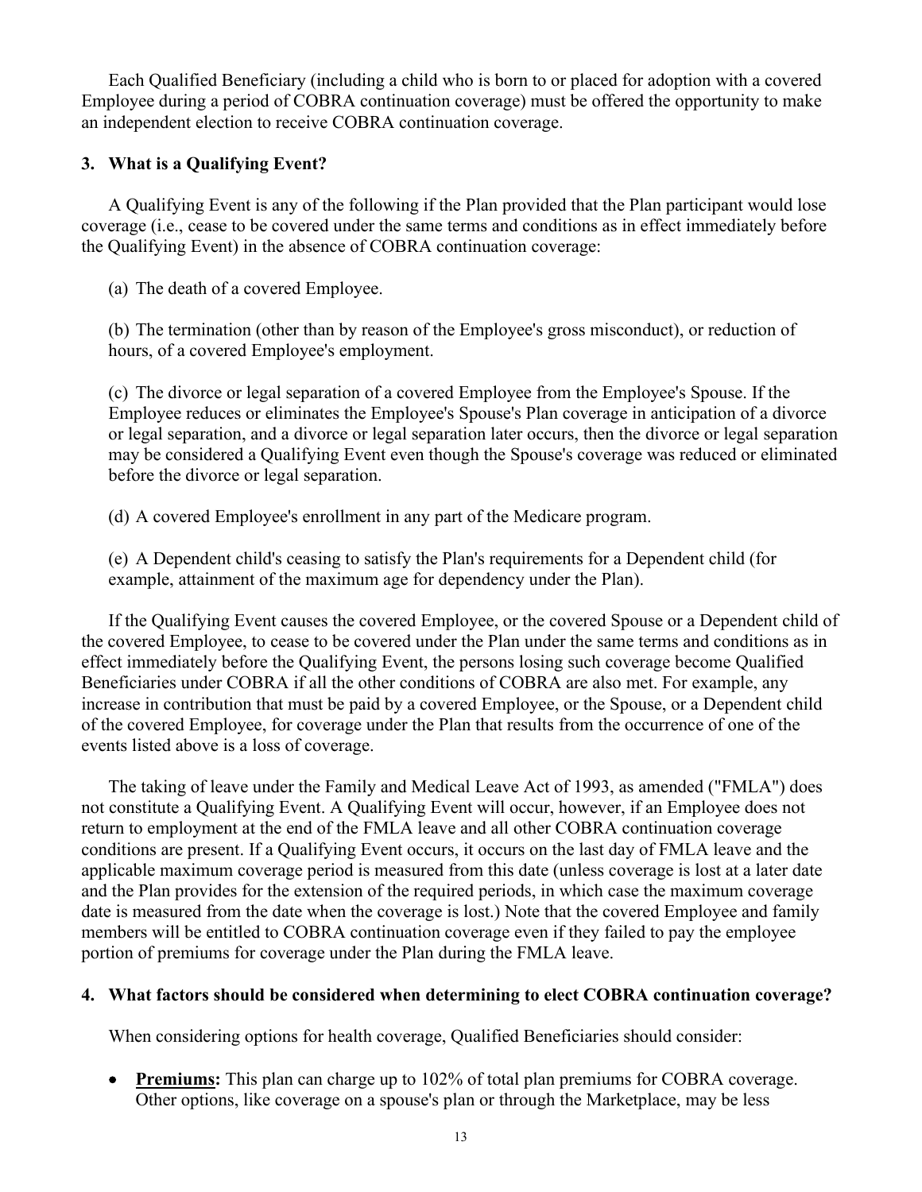Each Qualified Beneficiary (including a child who is born to or placed for adoption with a covered Employee during a period of COBRA continuation coverage) must be offered the opportunity to make an independent election to receive COBRA continuation coverage.

### 3. What is a Qualifying Event?

A Qualifying Event is any of the following if the Plan provided that the Plan participant would lose coverage (i.e., cease to be covered under the same terms and conditions as in effect immediately before the Qualifying Event) in the absence of COBRA continuation coverage:

(a) The death of a covered Employee.

(b) The termination (other than by reason of the Employee's gross misconduct), or reduction of hours, of a covered Employee's employment.

(c) The divorce or legal separation of a covered Employee from the Employee's Spouse. If the Employee reduces or eliminates the Employee's Spouse's Plan coverage in anticipation of a divorce or legal separation, and a divorce or legal separation later occurs, then the divorce or legal separation may be considered a Qualifying Event even though the Spouse's coverage was reduced or eliminated before the divorce or legal separation.

(d) A covered Employee's enrollment in any part of the Medicare program.

(e) A Dependent child's ceasing to satisfy the Plan's requirements for a Dependent child (for example, attainment of the maximum age for dependency under the Plan).

If the Qualifying Event causes the covered Employee, or the covered Spouse or a Dependent child of the covered Employee, to cease to be covered under the Plan under the same terms and conditions as in effect immediately before the Qualifying Event, the persons losing such coverage become Qualified Beneficiaries under COBRA if all the other conditions of COBRA are also met. For example, any increase in contribution that must be paid by a covered Employee, or the Spouse, or a Dependent child of the covered Employee, for coverage under the Plan that results from the occurrence of one of the events listed above is a loss of coverage.

The taking of leave under the Family and Medical Leave Act of 1993, as amended ("FMLA") does not constitute a Qualifying Event. A Qualifying Event will occur, however, if an Employee does not return to employment at the end of the FMLA leave and all other COBRA continuation coverage conditions are present. If a Qualifying Event occurs, it occurs on the last day of FMLA leave and the applicable maximum coverage period is measured from this date (unless coverage is lost at a later date and the Plan provides for the extension of the required periods, in which case the maximum coverage date is measured from the date when the coverage is lost.) Note that the covered Employee and family members will be entitled to COBRA continuation coverage even if they failed to pay the employee portion of premiums for coverage under the Plan during the FMLA leave.

### 4. What factors should be considered when determining to elect COBRA continuation coverage?

When considering options for health coverage, Qualified Beneficiaries should consider:

- **Premiums:** This plan can charge up to 102% of total plan premiums for COBRA coverage. Other options, like coverage on a spouse's plan or through the Marketplace, may be less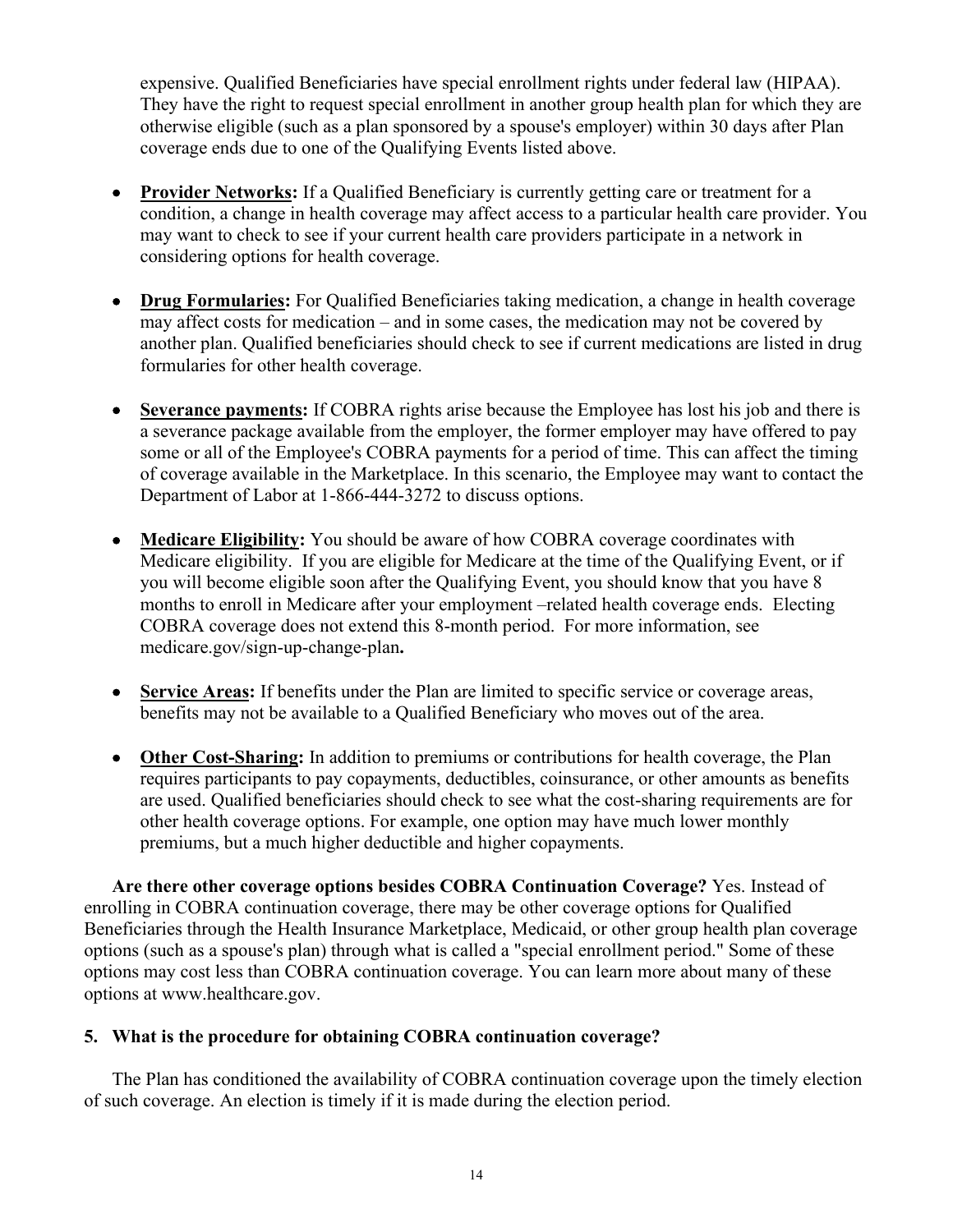expensive. Qualified Beneficiaries have special enrollment rights under federal law (HIPAA). They have the right to request special enrollment in another group health plan for which they are otherwise eligible (such as a plan sponsored by a spouse's employer) within 30 days after Plan coverage ends due to one of the Qualifying Events listed above.

- **Provider Networks:** If a Qualified Beneficiary is currently getting care or treatment for a condition, a change in health coverage may affect access to a particular health care provider. You may want to check to see if your current health care providers participate in a network in considering options for health coverage.

- **Drug Formularies:** For Qualified Beneficiaries taking medication, a change in health coverage may affect costs for medication – and in some cases, the medication may not be covered by another plan. Qualified beneficiaries should check to see if current medications are listed in drug formularies for other health coverage.

- **Severance payments:** If COBRA rights arise because the Employee has lost his job and there is a severance package available from the employer, the former employer may have offered to pay some or all of the Employee's COBRA payments for a period of time. This can affect the timing of coverage available in the Marketplace. In this scenario, the Employee may want to contact the Department of Labor at 1-866-444-3272 to discuss options.

- **Medicare Eligibility:** You should be aware of how COBRA coverage coordinates with Medicare eligibility. If you are eligible for Medicare at the time of the Qualifying Event, or if you will become eligible soon after the Qualifying Event, you should know that you have 8 months to enroll in Medicare after your employment –related health coverage ends. Electing COBRA coverage does not extend this 8-month period. For more information, see medicare.gov/sign-up-change-plan**.**

- **Service Areas:** If benefits under the Plan are limited to specific service or coverage areas, benefits may not be available to a Qualified Beneficiary who moves out of the area.

- **Other Cost-Sharing:** In addition to premiums or contributions for health coverage, the Plan requires participants to pay copayments, deductibles, coinsurance, or other amounts as benefits are used. Qualified beneficiaries should check to see what the cost-sharing requirements are for other health coverage options. For example, one option may have much lower monthly premiums, but a much higher deductible and higher copayments.

**Are there other coverage options besides COBRA Continuation Coverage?** Yes. Instead of enrolling in COBRA continuation coverage, there may be other coverage options for Qualified Beneficiaries through the Health Insurance Marketplace, Medicaid, or other group health plan coverage options (such as a spouse's plan) through what is called a "special enrollment period." Some of these options may cost less than COBRA continuation coverage. You can learn more about many of these options at www.healthcare.gov.

### 5. What is the procedure for obtaining COBRA continuation coverage?

The Plan has conditioned the availability of COBRA continuation coverage upon the timely election of such coverage. An election is timely if it is made during the election period.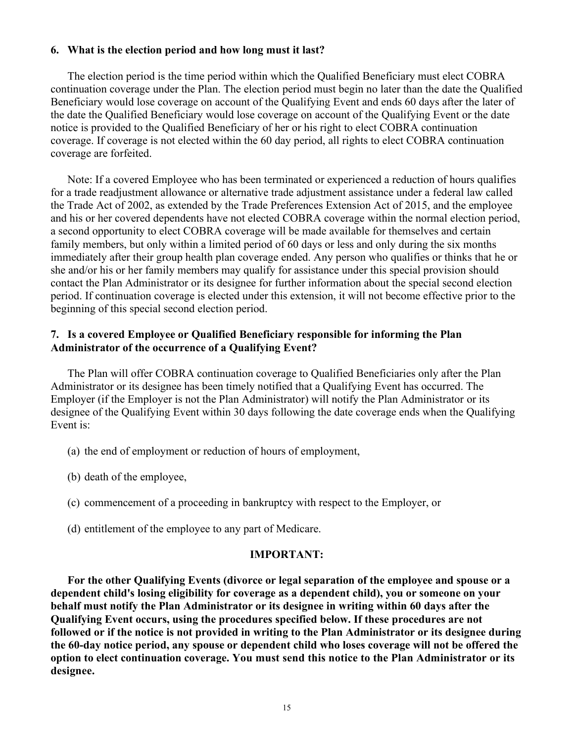### 6. What is the election period and how long must it last?

The election period is the time period within which the Qualified Beneficiary must elect COBRA continuation coverage under the Plan. The election period must begin no later than the date the Qualified Beneficiary would lose coverage on account of the Qualifying Event and ends 60 days after the later of the date the Qualified Beneficiary would lose coverage on account of the Qualifying Event or the date notice is provided to the Qualified Beneficiary of her or his right to elect COBRA continuation coverage. If coverage is not elected within the 60 day period, all rights to elect COBRA continuation coverage are forfeited.

Note: If a covered Employee who has been terminated or experienced a reduction of hours qualifies for a trade readjustment allowance or alternative trade adjustment assistance under a federal law called the Trade Act of 2002, as extended by the Trade Preferences Extension Act of 2015, and the employee and his or her covered dependents have not elected COBRA coverage within the normal election period, a second opportunity to elect COBRA coverage will be made available for themselves and certain family members, but only within a limited period of 60 days or less and only during the six months immediately after their group health plan coverage ended. Any person who qualifies or thinks that he or she and/or his or her family members may qualify for assistance under this special provision should contact the Plan Administrator or its designee for further information about the special second election period. If continuation coverage is elected under this extension, it will not become effective prior to the beginning of this special second election period.

### 7. Is a covered Employee or Qualified Beneficiary responsible for informing the Plan Administrator of the occurrence of a Qualifying Event?

The Plan will offer COBRA continuation coverage to Qualified Beneficiaries only after the Plan Administrator or its designee has been timely notified that a Qualifying Event has occurred. The Employer (if the Employer is not the Plan Administrator) will notify the Plan Administrator or its designee of the Qualifying Event within 30 days following the date coverage ends when the Qualifying Event is:

(a) the end of employment or reduction of hours of employment,

(b) death of the employee,

(c) commencement of a proceeding in bankruptcy with respect to the Employer, or

(d) entitlement of the employee to any part of Medicare.

**IMPORTANT:**

**For the other Qualifying Events (divorce or legal separation of the employee and spouse or a dependent child's losing eligibility for coverage as a dependent child), you or someone on your behalf must notify the Plan Administrator or its designee in writing within 60 days after the Qualifying Event occurs, using the procedures specified below. If these procedures are not followed or if the notice is not provided in writing to the Plan Administrator or its designee during the 60-day notice period, any spouse or dependent child who loses coverage will not be offered the option to elect continuation coverage. You must send this notice to the Plan Administrator or its designee.**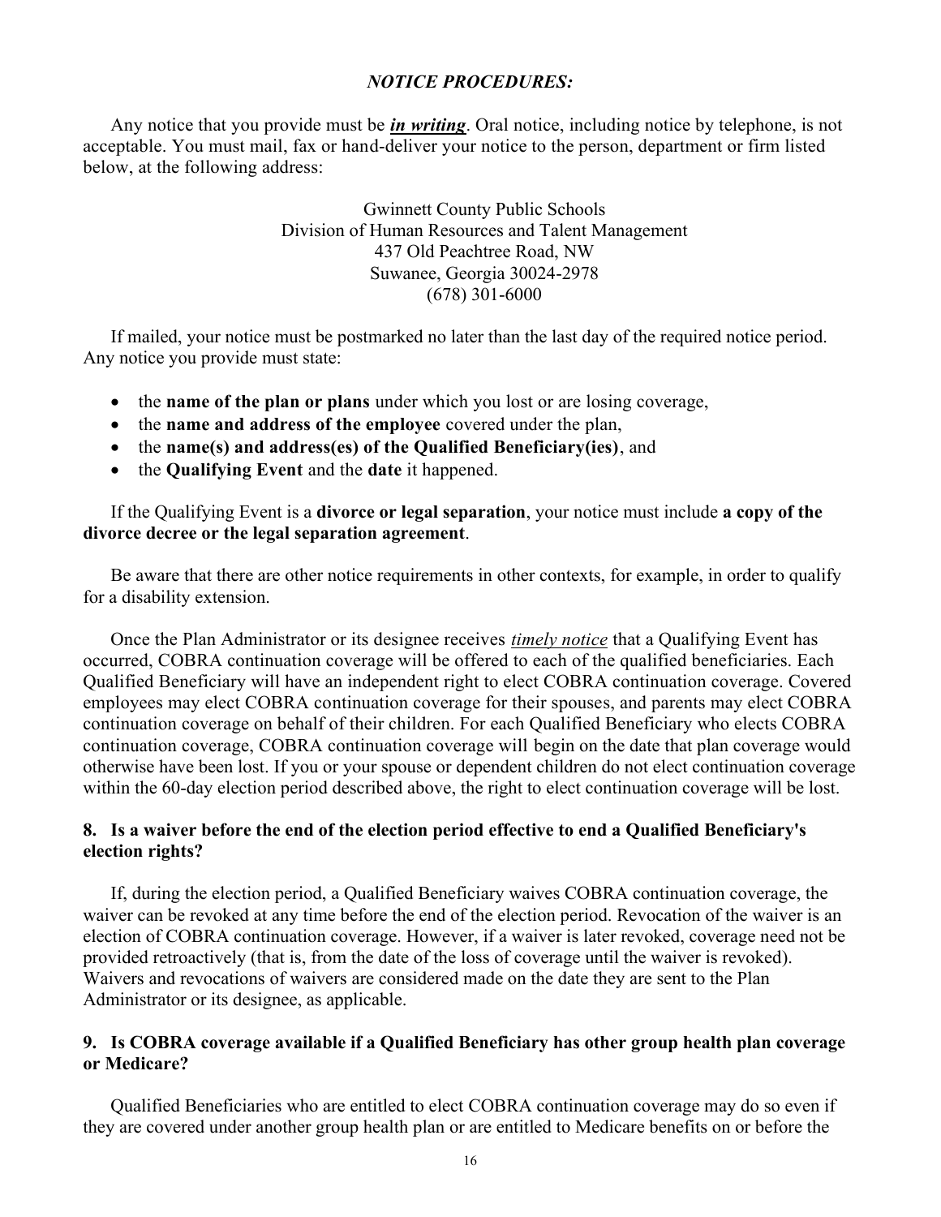### *NOTICE PROCEDURES:*

Any notice that you provide must be ***in writing***. Oral notice, including notice by telephone, is not acceptable. You must mail, fax or hand-deliver your notice to the person, department or firm listed below, at the following address:

Gwinnett County Public Schools
Division of Human Resources and Talent Management
437 Old Peachtree Road, NW
Suwanee, Georgia 30024-2978
(678) 301-6000

If mailed, your notice must be postmarked no later than the last day of the required notice period. Any notice you provide must state:

- the **name of the plan or plans** under which you lost or are losing coverage,
- the **name and address of the employee** covered under the plan,
- the **name(s) and address(es) of the Qualified Beneficiary(ies)**, and
- the **Qualifying Event** and the **date** it happened.

If the Qualifying Event is a **divorce or legal separation**, your notice must include **a copy of the divorce decree or the legal separation agreement**.

Be aware that there are other notice requirements in other contexts, for example, in order to qualify for a disability extension.

Once the Plan Administrator or its designee receives *timely notice* that a Qualifying Event has occurred, COBRA continuation coverage will be offered to each of the qualified beneficiaries. Each Qualified Beneficiary will have an independent right to elect COBRA continuation coverage. Covered employees may elect COBRA continuation coverage for their spouses, and parents may elect COBRA continuation coverage on behalf of their children. For each Qualified Beneficiary who elects COBRA continuation coverage, COBRA continuation coverage will begin on the date that plan coverage would otherwise have been lost. If you or your spouse or dependent children do not elect continuation coverage within the 60-day election period described above, the right to elect continuation coverage will be lost.

### 8. Is a waiver before the end of the election period effective to end a Qualified Beneficiary's election rights?

If, during the election period, a Qualified Beneficiary waives COBRA continuation coverage, the waiver can be revoked at any time before the end of the election period. Revocation of the waiver is an election of COBRA continuation coverage. However, if a waiver is later revoked, coverage need not be provided retroactively (that is, from the date of the loss of coverage until the waiver is revoked). Waivers and revocations of waivers are considered made on the date they are sent to the Plan Administrator or its designee, as applicable.

### 9. Is COBRA coverage available if a Qualified Beneficiary has other group health plan coverage or Medicare?

Qualified Beneficiaries who are entitled to elect COBRA continuation coverage may do so even if they are covered under another group health plan or are entitled to Medicare benefits on or before the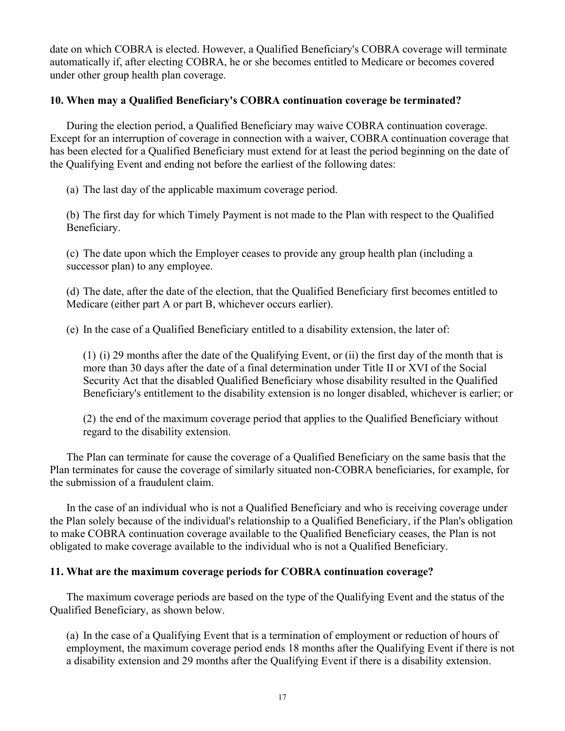date on which COBRA is elected. However, a Qualified Beneficiary's COBRA coverage will terminate automatically if, after electing COBRA, he or she becomes entitled to Medicare or becomes covered under other group health plan coverage.

**10. When may a Qualified Beneficiary's COBRA continuation coverage be terminated?**

During the election period, a Qualified Beneficiary may waive COBRA continuation coverage. Except for an interruption of coverage in connection with a waiver, COBRA continuation coverage that has been elected for a Qualified Beneficiary must extend for at least the period beginning on the date of the Qualifying Event and ending not before the earliest of the following dates:

(a) The last day of the applicable maximum coverage period.

(b) The first day for which Timely Payment is not made to the Plan with respect to the Qualified Beneficiary.

(c) The date upon which the Employer ceases to provide any group health plan (including a successor plan) to any employee.

(d) The date, after the date of the election, that the Qualified Beneficiary first becomes entitled to Medicare (either part A or part B, whichever occurs earlier).

(e) In the case of a Qualified Beneficiary entitled to a disability extension, the later of:

(1) (i) 29 months after the date of the Qualifying Event, or (ii) the first day of the month that is more than 30 days after the date of a final determination under Title II or XVI of the Social Security Act that the disabled Qualified Beneficiary whose disability resulted in the Qualified Beneficiary's entitlement to the disability extension is no longer disabled, whichever is earlier; or

(2) the end of the maximum coverage period that applies to the Qualified Beneficiary without regard to the disability extension.

The Plan can terminate for cause the coverage of a Qualified Beneficiary on the same basis that the Plan terminates for cause the coverage of similarly situated non-COBRA beneficiaries, for example, for the submission of a fraudulent claim.

In the case of an individual who is not a Qualified Beneficiary and who is receiving coverage under the Plan solely because of the individual's relationship to a Qualified Beneficiary, if the Plan's obligation to make COBRA continuation coverage available to the Qualified Beneficiary ceases, the Plan is not obligated to make coverage available to the individual who is not a Qualified Beneficiary.

**11. What are the maximum coverage periods for COBRA continuation coverage?**

The maximum coverage periods are based on the type of the Qualifying Event and the status of the Qualified Beneficiary, as shown below.

(a) In the case of a Qualifying Event that is a termination of employment or reduction of hours of employment, the maximum coverage period ends 18 months after the Qualifying Event if there is not a disability extension and 29 months after the Qualifying Event if there is a disability extension.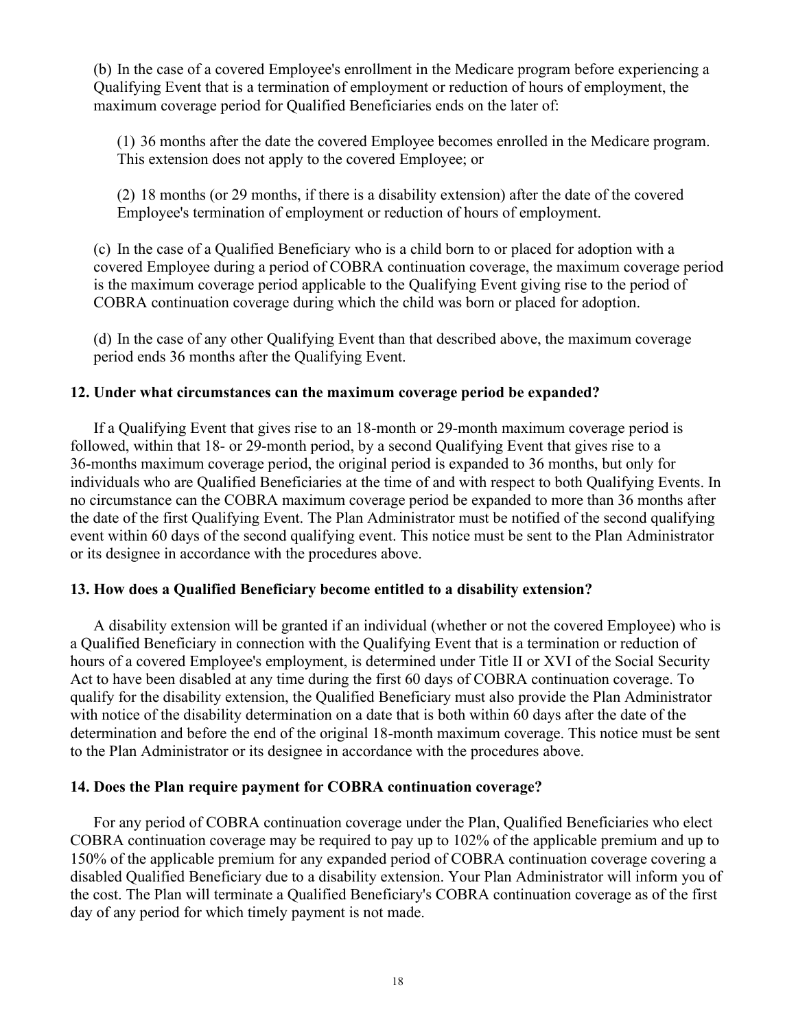(b) In the case of a covered Employee's enrollment in the Medicare program before experiencing a Qualifying Event that is a termination of employment or reduction of hours of employment, the maximum coverage period for Qualified Beneficiaries ends on the later of:

(1) 36 months after the date the covered Employee becomes enrolled in the Medicare program. This extension does not apply to the covered Employee; or

(2) 18 months (or 29 months, if there is a disability extension) after the date of the covered Employee's termination of employment or reduction of hours of employment.

(c) In the case of a Qualified Beneficiary who is a child born to or placed for adoption with a covered Employee during a period of COBRA continuation coverage, the maximum coverage period is the maximum coverage period applicable to the Qualifying Event giving rise to the period of COBRA continuation coverage during which the child was born or placed for adoption.

(d) In the case of any other Qualifying Event than that described above, the maximum coverage period ends 36 months after the Qualifying Event.

**12. Under what circumstances can the maximum coverage period be expanded?**

If a Qualifying Event that gives rise to an 18-month or 29-month maximum coverage period is followed, within that 18- or 29-month period, by a second Qualifying Event that gives rise to a 36-months maximum coverage period, the original period is expanded to 36 months, but only for individuals who are Qualified Beneficiaries at the time of and with respect to both Qualifying Events. In no circumstance can the COBRA maximum coverage period be expanded to more than 36 months after the date of the first Qualifying Event. The Plan Administrator must be notified of the second qualifying event within 60 days of the second qualifying event. This notice must be sent to the Plan Administrator or its designee in accordance with the procedures above.

**13. How does a Qualified Beneficiary become entitled to a disability extension?**

A disability extension will be granted if an individual (whether or not the covered Employee) who is a Qualified Beneficiary in connection with the Qualifying Event that is a termination or reduction of hours of a covered Employee's employment, is determined under Title II or XVI of the Social Security Act to have been disabled at any time during the first 60 days of COBRA continuation coverage. To qualify for the disability extension, the Qualified Beneficiary must also provide the Plan Administrator with notice of the disability determination on a date that is both within 60 days after the date of the determination and before the end of the original 18-month maximum coverage. This notice must be sent to the Plan Administrator or its designee in accordance with the procedures above.

**14. Does the Plan require payment for COBRA continuation coverage?**

For any period of COBRA continuation coverage under the Plan, Qualified Beneficiaries who elect COBRA continuation coverage may be required to pay up to 102% of the applicable premium and up to 150% of the applicable premium for any expanded period of COBRA continuation coverage covering a disabled Qualified Beneficiary due to a disability extension. Your Plan Administrator will inform you of the cost. The Plan will terminate a Qualified Beneficiary's COBRA continuation coverage as of the first day of any period for which timely payment is not made.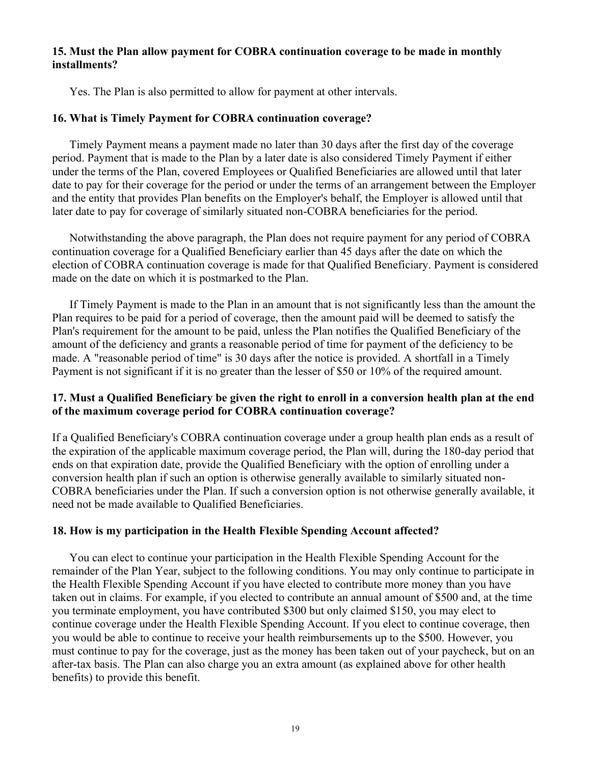### 15. Must the Plan allow payment for COBRA continuation coverage to be made in monthly installments?

Yes. The Plan is also permitted to allow for payment at other intervals.

### 16. What is Timely Payment for COBRA continuation coverage?

Timely Payment means a payment made no later than 30 days after the first day of the coverage period. Payment that is made to the Plan by a later date is also considered Timely Payment if either under the terms of the Plan, covered Employees or Qualified Beneficiaries are allowed until that later date to pay for their coverage for the period or under the terms of an arrangement between the Employer and the entity that provides Plan benefits on the Employer's behalf, the Employer is allowed until that later date to pay for coverage of similarly situated non-COBRA beneficiaries for the period.

Notwithstanding the above paragraph, the Plan does not require payment for any period of COBRA continuation coverage for a Qualified Beneficiary earlier than 45 days after the date on which the election of COBRA continuation coverage is made for that Qualified Beneficiary. Payment is considered made on the date on which it is postmarked to the Plan.

If Timely Payment is made to the Plan in an amount that is not significantly less than the amount the Plan requires to be paid for a period of coverage, then the amount paid will be deemed to satisfy the Plan's requirement for the amount to be paid, unless the Plan notifies the Qualified Beneficiary of the amount of the deficiency and grants a reasonable period of time for payment of the deficiency to be made. A "reasonable period of time" is 30 days after the notice is provided. A shortfall in a Timely Payment is not significant if it is no greater than the lesser of $50 or 10% of the required amount.

### 17. Must a Qualified Beneficiary be given the right to enroll in a conversion health plan at the end of the maximum coverage period for COBRA continuation coverage?

If a Qualified Beneficiary's COBRA continuation coverage under a group health plan ends as a result of the expiration of the applicable maximum coverage period, the Plan will, during the 180-day period that ends on that expiration date, provide the Qualified Beneficiary with the option of enrolling under a conversion health plan if such an option is otherwise generally available to similarly situated non-COBRA beneficiaries under the Plan. If such a conversion option is not otherwise generally available, it need not be made available to Qualified Beneficiaries.

### 18. How is my participation in the Health Flexible Spending Account affected?

You can elect to continue your participation in the Health Flexible Spending Account for the remainder of the Plan Year, subject to the following conditions. You may only continue to participate in the Health Flexible Spending Account if you have elected to contribute more money than you have taken out in claims. For example, if you elected to contribute an annual amount of $500 and, at the time you terminate employment, you have contributed $300 but only claimed $150, you may elect to continue coverage under the Health Flexible Spending Account. If you elect to continue coverage, then you would be able to continue to receive your health reimbursements up to the $500. However, you must continue to pay for the coverage, just as the money has been taken out of your paycheck, but on an after-tax basis. The Plan can also charge you an extra amount (as explained above for other health benefits) to provide this benefit.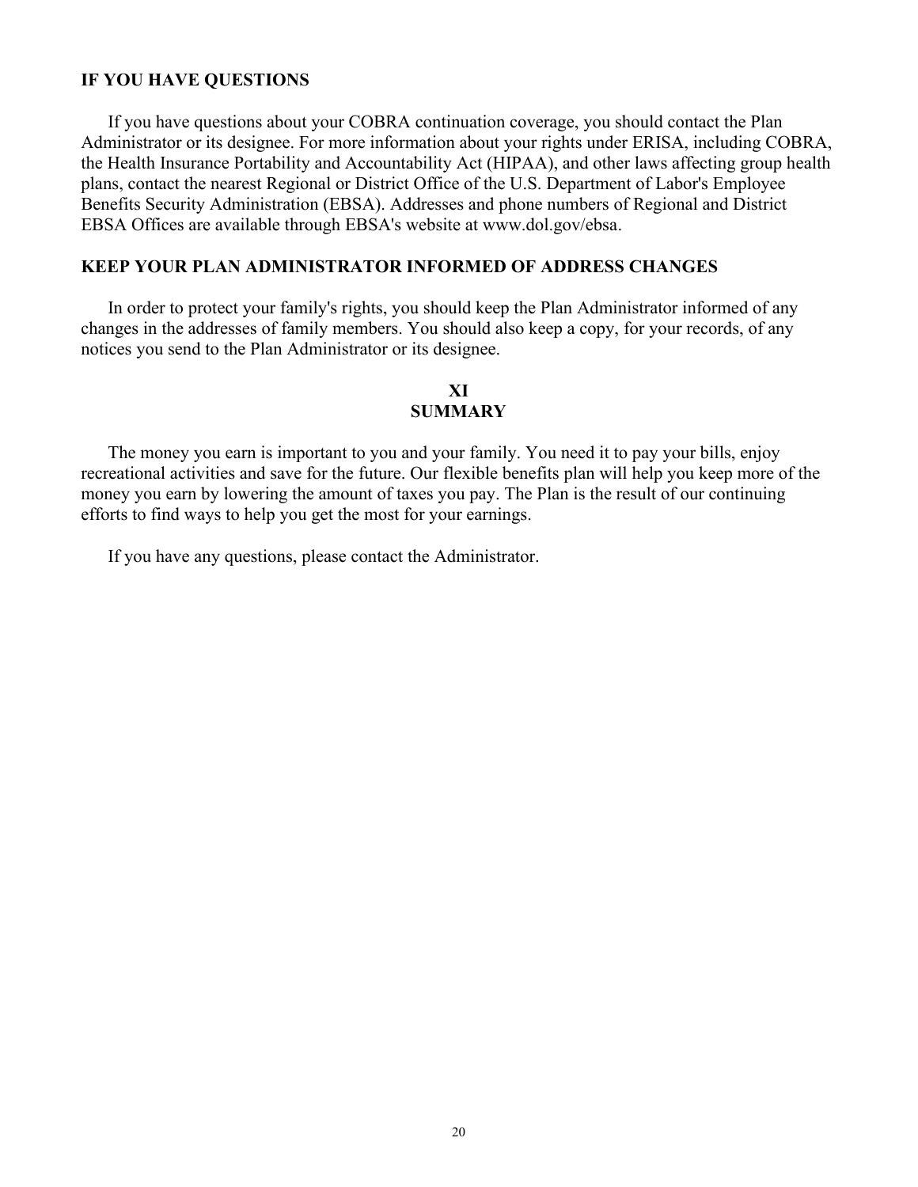**IF YOU HAVE QUESTIONS**

If you have questions about your COBRA continuation coverage, you should contact the Plan Administrator or its designee. For more information about your rights under ERISA, including COBRA, the Health Insurance Portability and Accountability Act (HIPAA), and other laws affecting group health plans, contact the nearest Regional or District Office of the U.S. Department of Labor's Employee Benefits Security Administration (EBSA). Addresses and phone numbers of Regional and District EBSA Offices are available through EBSA's website at www.dol.gov/ebsa.

**KEEP YOUR PLAN ADMINISTRATOR INFORMED OF ADDRESS CHANGES**

In order to protect your family's rights, you should keep the Plan Administrator informed of any changes in the addresses of family members. You should also keep a copy, for your records, of any notices you send to the Plan Administrator or its designee.

## XI
## SUMMARY

The money you earn is important to you and your family. You need it to pay your bills, enjoy recreational activities and save for the future. Our flexible benefits plan will help you keep more of the money you earn by lowering the amount of taxes you pay. The Plan is the result of our continuing efforts to find ways to help you get the most for your earnings.

If you have any questions, please contact the Administrator.